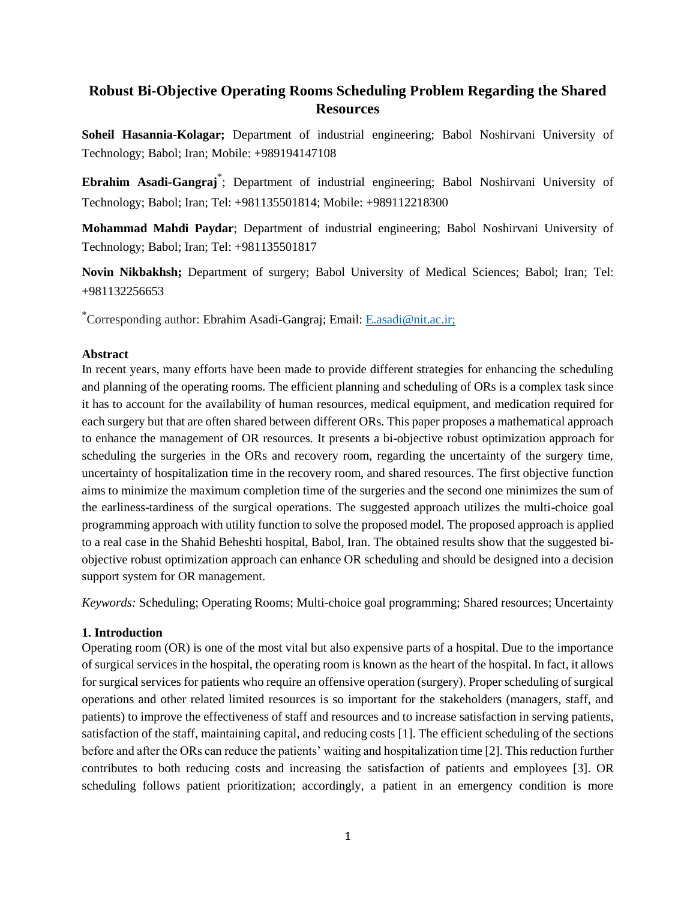# Robust Bi-Objective Operating Rooms Scheduling Problem Regarding the Shared Resources

**Soheil Hasannia-Kolagar;** Department of industrial engineering; Babol Noshirvani University of Technology; Babol; Iran; Mobile: +989194147108

**Ebrahim Asadi-Gangraj**\*; Department of industrial engineering; Babol Noshirvani University of Technology; Babol; Iran; Tel: +981135501814; Mobile: +989112218300

**Mohammad Mahdi Paydar**; Department of industrial engineering; Babol Noshirvani University of Technology; Babol; Iran; Tel: +981135501817

**Novin Nikbakhsh;** Department of surgery; Babol University of Medical Sciences; Babol; Iran; Tel: +981132256653

\*Corresponding author: Ebrahim Asadi-Gangraj; Email: E.asadi@nit.ac.ir;

**Abstract**

In recent years, many efforts have been made to provide different strategies for enhancing the scheduling and planning of the operating rooms. The efficient planning and scheduling of ORs is a complex task since it has to account for the availability of human resources, medical equipment, and medication required for each surgery but that are often shared between different ORs. This paper proposes a mathematical approach to enhance the management of OR resources. It presents a bi-objective robust optimization approach for scheduling the surgeries in the ORs and recovery room, regarding the uncertainty of the surgery time, uncertainty of hospitalization time in the recovery room, and shared resources. The first objective function aims to minimize the maximum completion time of the surgeries and the second one minimizes the sum of the earliness-tardiness of the surgical operations. The suggested approach utilizes the multi-choice goal programming approach with utility function to solve the proposed model. The proposed approach is applied to a real case in the Shahid Beheshti hospital, Babol, Iran. The obtained results show that the suggested bi-objective robust optimization approach can enhance OR scheduling and should be designed into a decision support system for OR management.

*Keywords:* Scheduling; Operating Rooms; Multi-choice goal programming; Shared resources; Uncertainty

## 1. Introduction

Operating room (OR) is one of the most vital but also expensive parts of a hospital. Due to the importance of surgical services in the hospital, the operating room is known as the heart of the hospital. In fact, it allows for surgical services for patients who require an offensive operation (surgery). Proper scheduling of surgical operations and other related limited resources is so important for the stakeholders (managers, staff, and patients) to improve the effectiveness of staff and resources and to increase satisfaction in serving patients, satisfaction of the staff, maintaining capital, and reducing costs [1]. The efficient scheduling of the sections before and after the ORs can reduce the patients' waiting and hospitalization time [2]. This reduction further contributes to both reducing costs and increasing the satisfaction of patients and employees [3]. OR scheduling follows patient prioritization; accordingly, a patient in an emergency condition is more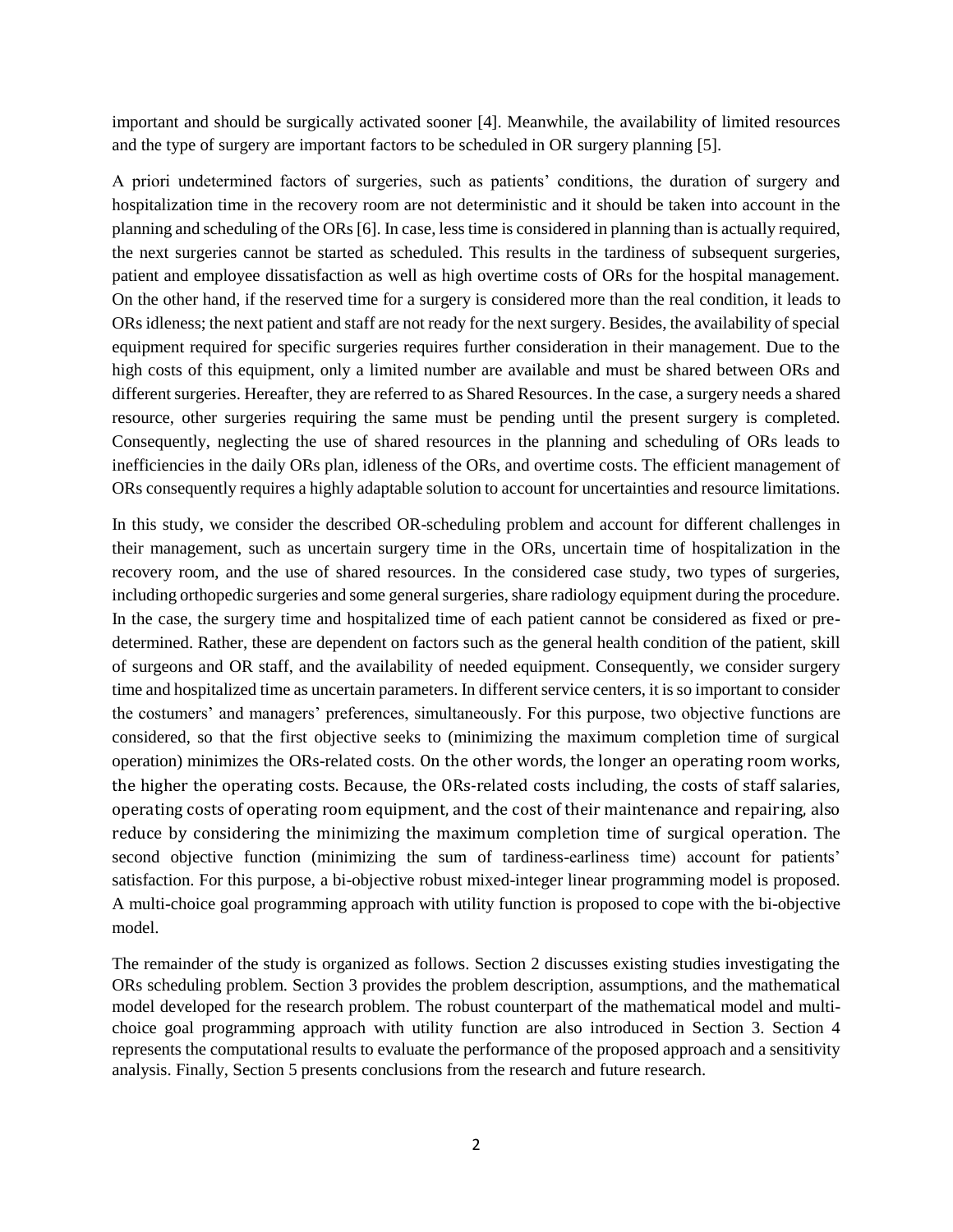important and should be surgically activated sooner [4]. Meanwhile, the availability of limited resources and the type of surgery are important factors to be scheduled in OR surgery planning [5].

A priori undetermined factors of surgeries, such as patients' conditions, the duration of surgery and hospitalization time in the recovery room are not deterministic and it should be taken into account in the planning and scheduling of the ORs [6]. In case, less time is considered in planning than is actually required, the next surgeries cannot be started as scheduled. This results in the tardiness of subsequent surgeries, patient and employee dissatisfaction as well as high overtime costs of ORs for the hospital management. On the other hand, if the reserved time for a surgery is considered more than the real condition, it leads to ORs idleness; the next patient and staff are not ready for the next surgery. Besides, the availability of special equipment required for specific surgeries requires further consideration in their management. Due to the high costs of this equipment, only a limited number are available and must be shared between ORs and different surgeries. Hereafter, they are referred to as Shared Resources. In the case, a surgery needs a shared resource, other surgeries requiring the same must be pending until the present surgery is completed. Consequently, neglecting the use of shared resources in the planning and scheduling of ORs leads to inefficiencies in the daily ORs plan, idleness of the ORs, and overtime costs. The efficient management of ORs consequently requires a highly adaptable solution to account for uncertainties and resource limitations.

In this study, we consider the described OR-scheduling problem and account for different challenges in their management, such as uncertain surgery time in the ORs, uncertain time of hospitalization in the recovery room, and the use of shared resources. In the considered case study, two types of surgeries, including orthopedic surgeries and some general surgeries, share radiology equipment during the procedure. In the case, the surgery time and hospitalized time of each patient cannot be considered as fixed or pre-determined. Rather, these are dependent on factors such as the general health condition of the patient, skill of surgeons and OR staff, and the availability of needed equipment. Consequently, we consider surgery time and hospitalized time as uncertain parameters. In different service centers, it is so important to consider the costumers' and managers' preferences, simultaneously. For this purpose, two objective functions are considered, so that the first objective seeks to (minimizing the maximum completion time of surgical operation) minimizes the ORs-related costs. On the other words, the longer an operating room works, the higher the operating costs. Because, the ORs-related costs including, the costs of staff salaries, operating costs of operating room equipment, and the cost of their maintenance and repairing, also reduce by considering the minimizing the maximum completion time of surgical operation. The second objective function (minimizing the sum of tardiness-earliness time) account for patients' satisfaction. For this purpose, a bi-objective robust mixed-integer linear programming model is proposed. A multi-choice goal programming approach with utility function is proposed to cope with the bi-objective model.

The remainder of the study is organized as follows. Section 2 discusses existing studies investigating the ORs scheduling problem. Section 3 provides the problem description, assumptions, and the mathematical model developed for the research problem. The robust counterpart of the mathematical model and multi-choice goal programming approach with utility function are also introduced in Section 3. Section 4 represents the computational results to evaluate the performance of the proposed approach and a sensitivity analysis. Finally, Section 5 presents conclusions from the research and future research.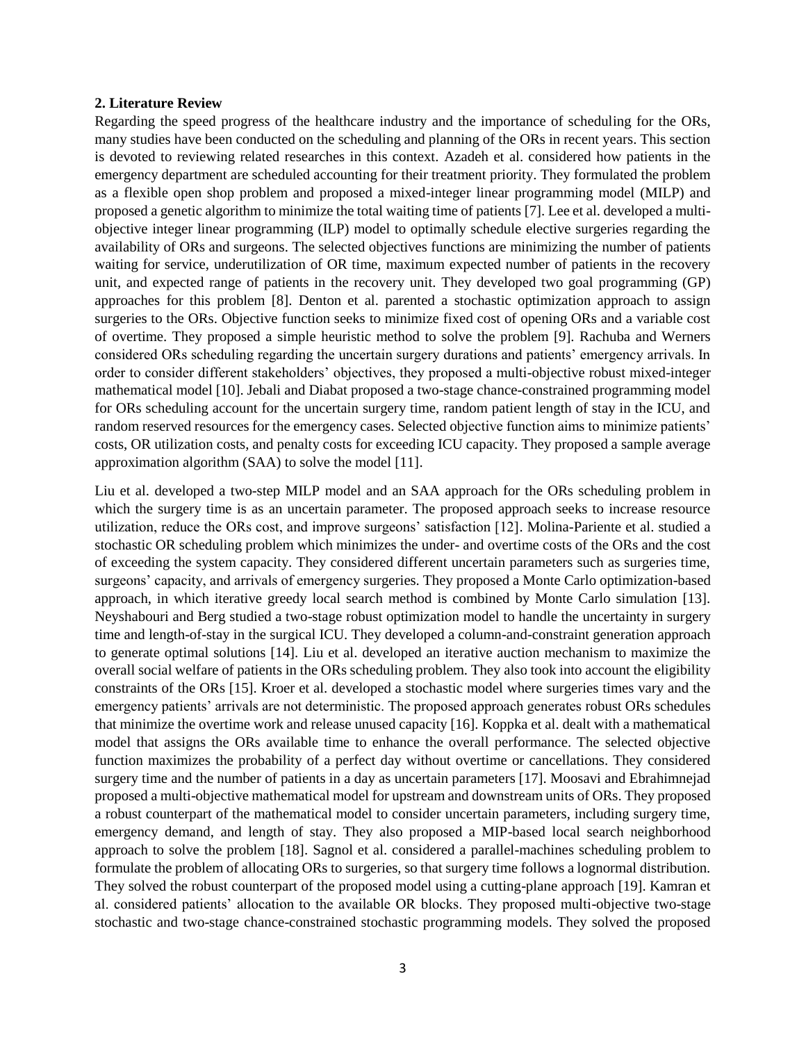## 2. Literature Review

Regarding the speed progress of the healthcare industry and the importance of scheduling for the ORs, many studies have been conducted on the scheduling and planning of the ORs in recent years. This section is devoted to reviewing related researches in this context. Azadeh et al. considered how patients in the emergency department are scheduled accounting for their treatment priority. They formulated the problem as a flexible open shop problem and proposed a mixed-integer linear programming model (MILP) and proposed a genetic algorithm to minimize the total waiting time of patients [7]. Lee et al. developed a multi-objective integer linear programming (ILP) model to optimally schedule elective surgeries regarding the availability of ORs and surgeons. The selected objectives functions are minimizing the number of patients waiting for service, underutilization of OR time, maximum expected number of patients in the recovery unit, and expected range of patients in the recovery unit. They developed two goal programming (GP) approaches for this problem [8]. Denton et al. parented a stochastic optimization approach to assign surgeries to the ORs. Objective function seeks to minimize fixed cost of opening ORs and a variable cost of overtime. They proposed a simple heuristic method to solve the problem [9]. Rachuba and Werners considered ORs scheduling regarding the uncertain surgery durations and patients' emergency arrivals. In order to consider different stakeholders' objectives, they proposed a multi-objective robust mixed-integer mathematical model [10]. Jebali and Diabat proposed a two-stage chance-constrained programming model for ORs scheduling account for the uncertain surgery time, random patient length of stay in the ICU, and random reserved resources for the emergency cases. Selected objective function aims to minimize patients' costs, OR utilization costs, and penalty costs for exceeding ICU capacity. They proposed a sample average approximation algorithm (SAA) to solve the model [11].

Liu et al. developed a two-step MILP model and an SAA approach for the ORs scheduling problem in which the surgery time is as an uncertain parameter. The proposed approach seeks to increase resource utilization, reduce the ORs cost, and improve surgeons' satisfaction [12]. Molina-Pariente et al. studied a stochastic OR scheduling problem which minimizes the under- and overtime costs of the ORs and the cost of exceeding the system capacity. They considered different uncertain parameters such as surgeries time, surgeons' capacity, and arrivals of emergency surgeries. They proposed a Monte Carlo optimization-based approach, in which iterative greedy local search method is combined by Monte Carlo simulation [13]. Neyshabouri and Berg studied a two-stage robust optimization model to handle the uncertainty in surgery time and length-of-stay in the surgical ICU. They developed a column-and-constraint generation approach to generate optimal solutions [14]. Liu et al. developed an iterative auction mechanism to maximize the overall social welfare of patients in the ORs scheduling problem. They also took into account the eligibility constraints of the ORs [15]. Kroer et al. developed a stochastic model where surgeries times vary and the emergency patients' arrivals are not deterministic. The proposed approach generates robust ORs schedules that minimize the overtime work and release unused capacity [16]. Koppka et al. dealt with a mathematical model that assigns the ORs available time to enhance the overall performance. The selected objective function maximizes the probability of a perfect day without overtime or cancellations. They considered surgery time and the number of patients in a day as uncertain parameters [17]. Moosavi and Ebrahimnejad proposed a multi-objective mathematical model for upstream and downstream units of ORs. They proposed a robust counterpart of the mathematical model to consider uncertain parameters, including surgery time, emergency demand, and length of stay. They also proposed a MIP-based local search neighborhood approach to solve the problem [18]. Sagnol et al. considered a parallel-machines scheduling problem to formulate the problem of allocating ORs to surgeries, so that surgery time follows a lognormal distribution. They solved the robust counterpart of the proposed model using a cutting-plane approach [19]. Kamran et al. considered patients' allocation to the available OR blocks. They proposed multi-objective two-stage stochastic and two-stage chance-constrained stochastic programming models. They solved the proposed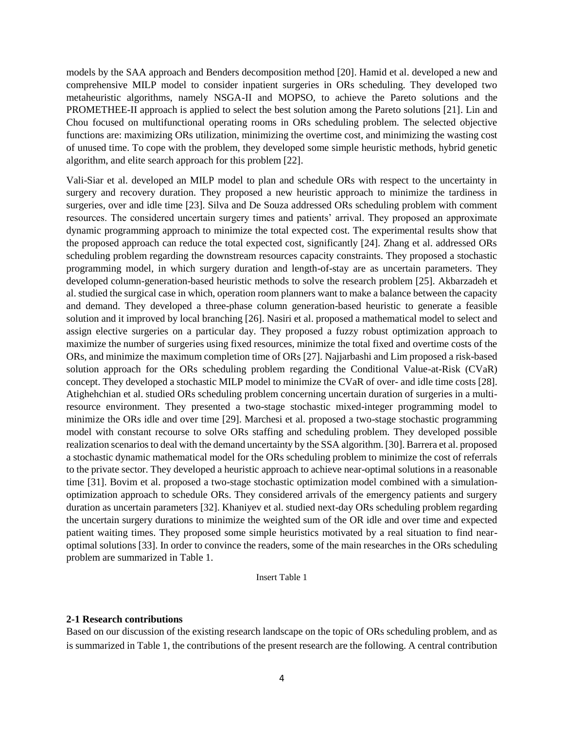models by the SAA approach and Benders decomposition method [20]. Hamid et al. developed a new and comprehensive MILP model to consider inpatient surgeries in ORs scheduling. They developed two metaheuristic algorithms, namely NSGA-II and MOPSO, to achieve the Pareto solutions and the PROMETHEE-II approach is applied to select the best solution among the Pareto solutions [21]. Lin and Chou focused on multifunctional operating rooms in ORs scheduling problem. The selected objective functions are: maximizing ORs utilization, minimizing the overtime cost, and minimizing the wasting cost of unused time. To cope with the problem, they developed some simple heuristic methods, hybrid genetic algorithm, and elite search approach for this problem [22].

Vali-Siar et al. developed an MILP model to plan and schedule ORs with respect to the uncertainty in surgery and recovery duration. They proposed a new heuristic approach to minimize the tardiness in surgeries, over and idle time [23]. Silva and De Souza addressed ORs scheduling problem with comment resources. The considered uncertain surgery times and patients' arrival. They proposed an approximate dynamic programming approach to minimize the total expected cost. The experimental results show that the proposed approach can reduce the total expected cost, significantly [24]. Zhang et al. addressed ORs scheduling problem regarding the downstream resources capacity constraints. They proposed a stochastic programming model, in which surgery duration and length-of-stay are as uncertain parameters. They developed column-generation-based heuristic methods to solve the research problem [25]. Akbarzadeh et al. studied the surgical case in which, operation room planners want to make a balance between the capacity and demand. They developed a three-phase column generation-based heuristic to generate a feasible solution and it improved by local branching [26]. Nasiri et al. proposed a mathematical model to select and assign elective surgeries on a particular day. They proposed a fuzzy robust optimization approach to maximize the number of surgeries using fixed resources, minimize the total fixed and overtime costs of the ORs, and minimize the maximum completion time of ORs [27]. Najjarbashi and Lim proposed a risk-based solution approach for the ORs scheduling problem regarding the Conditional Value-at-Risk (CVaR) concept. They developed a stochastic MILP model to minimize the CVaR of over- and idle time costs [28]. Atighehchian et al. studied ORs scheduling problem concerning uncertain duration of surgeries in a multi-resource environment. They presented a two-stage stochastic mixed-integer programming model to minimize the ORs idle and over time [29]. Marchesi et al. proposed a two-stage stochastic programming model with constant recourse to solve ORs staffing and scheduling problem. They developed possible realization scenarios to deal with the demand uncertainty by the SSA algorithm. [30]. Barrera et al. proposed a stochastic dynamic mathematical model for the ORs scheduling problem to minimize the cost of referrals to the private sector. They developed a heuristic approach to achieve near-optimal solutions in a reasonable time [31]. Bovim et al. proposed a two-stage stochastic optimization model combined with a simulation-optimization approach to schedule ORs. They considered arrivals of the emergency patients and surgery duration as uncertain parameters [32]. Khaniyev et al. studied next-day ORs scheduling problem regarding the uncertain surgery durations to minimize the weighted sum of the OR idle and over time and expected patient waiting times. They proposed some simple heuristics motivated by a real situation to find near-optimal solutions [33]. In order to convince the readers, some of the main researches in the ORs scheduling problem are summarized in Table 1.

Insert Table 1

### 2-1 Research contributions

Based on our discussion of the existing research landscape on the topic of ORs scheduling problem, and as is summarized in Table 1, the contributions of the present research are the following. A central contribution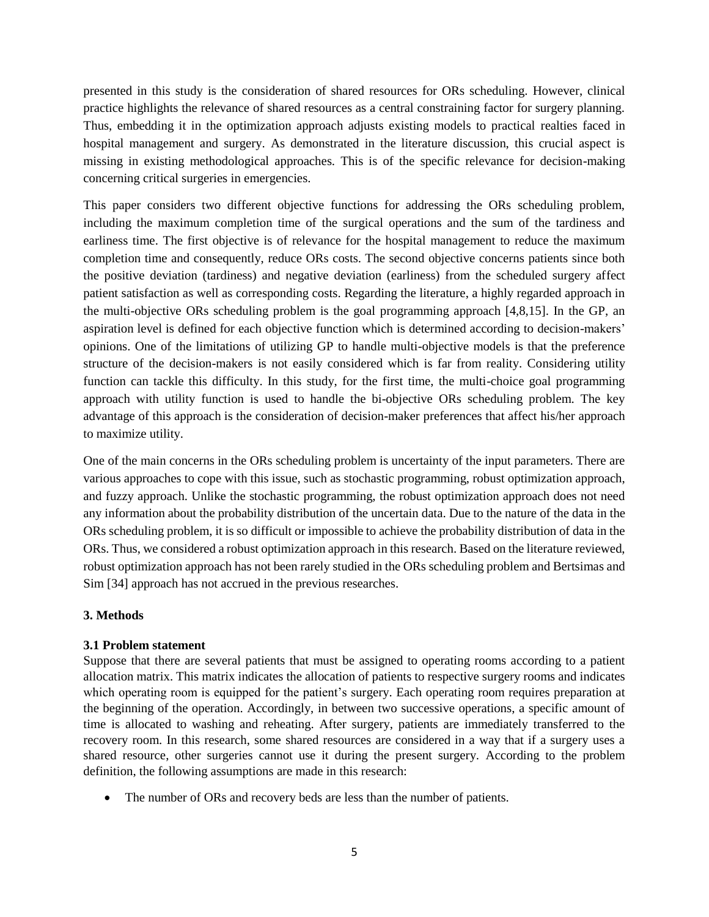presented in this study is the consideration of shared resources for ORs scheduling. However, clinical practice highlights the relevance of shared resources as a central constraining factor for surgery planning. Thus, embedding it in the optimization approach adjusts existing models to practical realties faced in hospital management and surgery. As demonstrated in the literature discussion, this crucial aspect is missing in existing methodological approaches. This is of the specific relevance for decision-making concerning critical surgeries in emergencies.

This paper considers two different objective functions for addressing the ORs scheduling problem, including the maximum completion time of the surgical operations and the sum of the tardiness and earliness time. The first objective is of relevance for the hospital management to reduce the maximum completion time and consequently, reduce ORs costs. The second objective concerns patients since both the positive deviation (tardiness) and negative deviation (earliness) from the scheduled surgery affect patient satisfaction as well as corresponding costs. Regarding the literature, a highly regarded approach in the multi-objective ORs scheduling problem is the goal programming approach [4,8,15]. In the GP, an aspiration level is defined for each objective function which is determined according to decision-makers' opinions. One of the limitations of utilizing GP to handle multi-objective models is that the preference structure of the decision-makers is not easily considered which is far from reality. Considering utility function can tackle this difficulty. In this study, for the first time, the multi-choice goal programming approach with utility function is used to handle the bi-objective ORs scheduling problem. The key advantage of this approach is the consideration of decision-maker preferences that affect his/her approach to maximize utility.

One of the main concerns in the ORs scheduling problem is uncertainty of the input parameters. There are various approaches to cope with this issue, such as stochastic programming, robust optimization approach, and fuzzy approach. Unlike the stochastic programming, the robust optimization approach does not need any information about the probability distribution of the uncertain data. Due to the nature of the data in the ORs scheduling problem, it is so difficult or impossible to achieve the probability distribution of data in the ORs. Thus, we considered a robust optimization approach in this research. Based on the literature reviewed, robust optimization approach has not been rarely studied in the ORs scheduling problem and Bertsimas and Sim [34] approach has not accrued in the previous researches.

## 3. Methods

### 3.1 Problem statement

Suppose that there are several patients that must be assigned to operating rooms according to a patient allocation matrix. This matrix indicates the allocation of patients to respective surgery rooms and indicates which operating room is equipped for the patient's surgery. Each operating room requires preparation at the beginning of the operation. Accordingly, in between two successive operations, a specific amount of time is allocated to washing and reheating. After surgery, patients are immediately transferred to the recovery room. In this research, some shared resources are considered in a way that if a surgery uses a shared resource, other surgeries cannot use it during the present surgery. According to the problem definition, the following assumptions are made in this research:

- The number of ORs and recovery beds are less than the number of patients.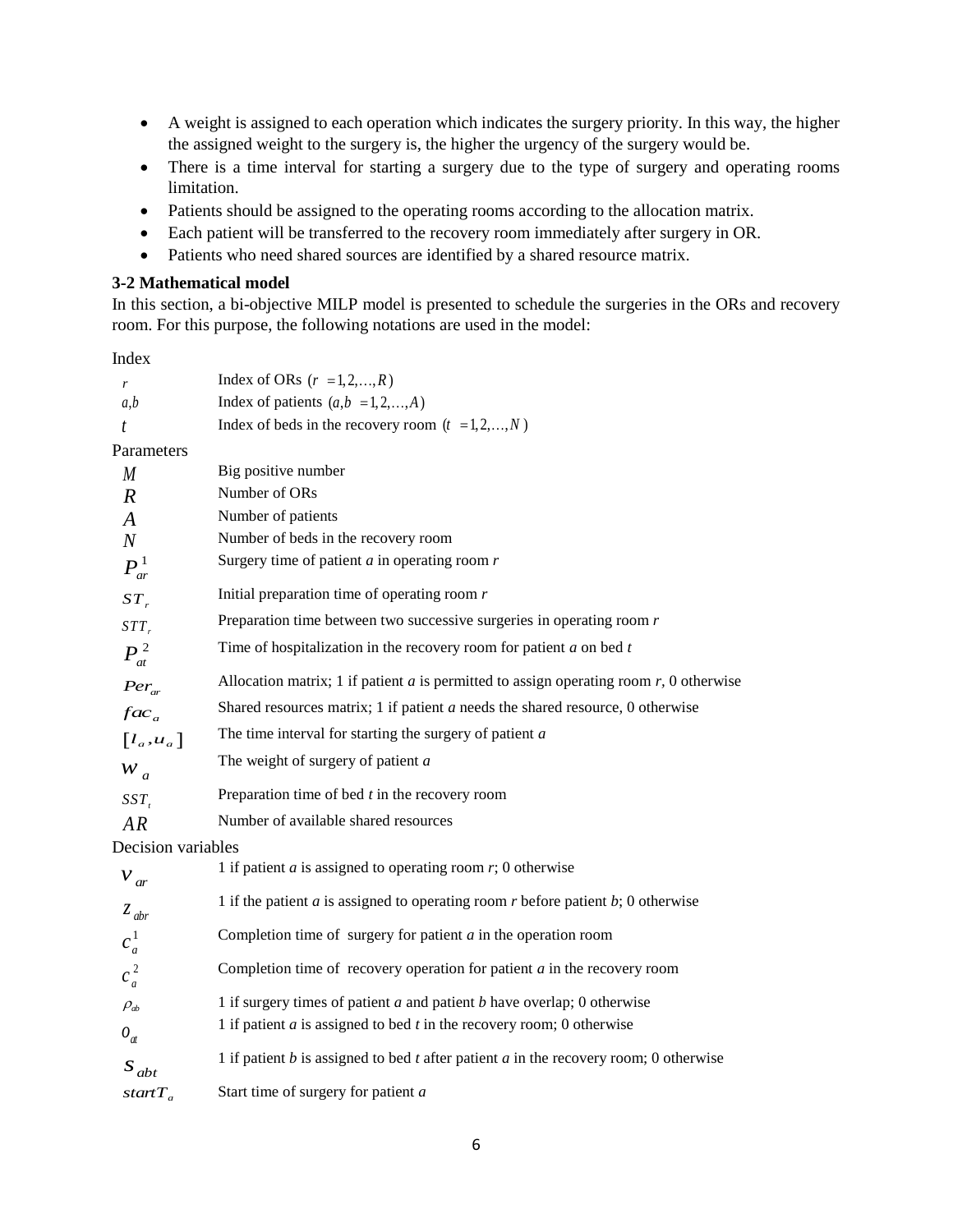- A weight is assigned to each operation which indicates the surgery priority. In this way, the higher the assigned weight to the surgery is, the higher the urgency of the surgery would be.
- There is a time interval for starting a surgery due to the type of surgery and operating rooms limitation.
- Patients should be assigned to the operating rooms according to the allocation matrix.
- Each patient will be transferred to the recovery room immediately after surgery in OR.
- Patients who need shared sources are identified by a shared resource matrix.

**3-2 Mathematical model**

In this section, a bi-objective MILP model is presented to schedule the surgeries in the ORs and recovery room. For this purpose, the following notations are used in the model:

Index

| | |
|---|---|
| $r$ | Index of ORs $(r = 1, 2, \ldots, R)$ |
| $a, b$ | Index of patients $(a, b = 1, 2, \ldots, A)$ |
| $t$ | Index of beds in the recovery room $(t = 1, 2, \ldots, N)$ |

Parameters

| | |
|---|---|
| $M$ | Big positive number |
| $R$ | Number of ORs |
| $A$ | Number of patients |
| $N$ | Number of beds in the recovery room |
| $P_{ar}^{1}$ | Surgery time of patient *a* in operating room *r* |
| $ST_r$ | Initial preparation time of operating room *r* |
| $STT_r$ | Preparation time between two successive surgeries in operating room *r* |
| $P_{at}^{2}$ | Time of hospitalization in the recovery room for patient *a* on bed *t* |
| $Per_{ar}$ | Allocation matrix; 1 if patient *a* is permitted to assign operating room *r*, 0 otherwise |
| $fac_a$ | Shared resources matrix; 1 if patient *a* needs the shared resource, 0 otherwise |
| $[l_a, u_a]$ | The time interval for starting the surgery of patient *a* |
| $w_a$ | The weight of surgery of patient *a* |
| $SST_t$ | Preparation time of bed *t* in the recovery room |
| $AR$ | Number of available shared resources |

Decision variables

| | |
|---|---|
| $v_{ar}$ | 1 if patient *a* is assigned to operating room *r*; 0 otherwise |
| $z_{abr}$ | 1 if the patient *a* is assigned to operating room *r* before patient *b*; 0 otherwise |
| $c_a^{1}$ | Completion time of surgery for patient *a* in the operation room |
| $c_a^{2}$ | Completion time of recovery operation for patient *a* in the recovery room |
| $\rho_{ab}$ | 1 if surgery times of patient *a* and patient *b* have overlap; 0 otherwise |
| $o_{at}$ | 1 if patient *a* is assigned to bed *t* in the recovery room; 0 otherwise |
| $s_{abt}$ | 1 if patient *b* is assigned to bed *t* after patient *a* in the recovery room; 0 otherwise |
| $startT_a$ | Start time of surgery for patient *a* |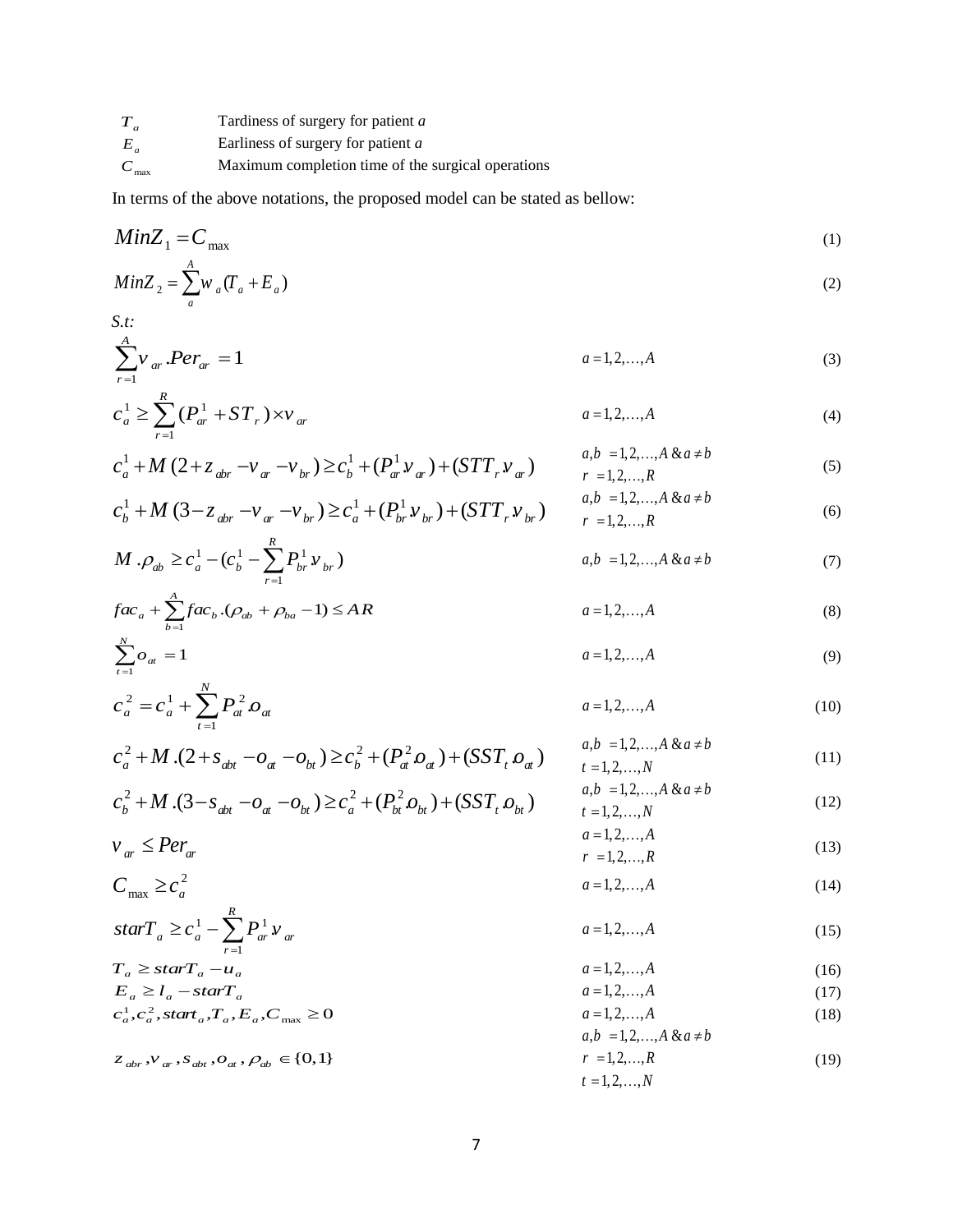| | |
|---|---|
| $T_a$ | Tardiness of surgery for patient *a* |
| $E_a$ | Earliness of surgery for patient *a* |
| $C_{\max}$ | Maximum completion time of the surgical operations |

In terms of the above notations, the proposed model can be stated as bellow:

$$MinZ_1 = C_{\max} \tag{1}$$

$$MinZ_2 = \sum_{a}^{A} w_a (T_a + E_a) \tag{2}$$

*S.t:*

$$\sum_{r=1}^{A} v_{ar} . Per_{ar} = 1 \qquad a = 1,2,\ldots,A \tag{3}$$

$$c_a^1 \geq \sum_{r=1}^{R} (P_{ar}^1 + ST_r) \times v_{ar} \qquad a = 1,2,\ldots,A \tag{4}$$

$$c_a^1 + M(2 + z_{abr} - v_{ar} - v_{br}) \geq c_b^1 + (P_{ar}^1 . v_{ar}) + (STT_r . v_{ar}) \qquad a,b = 1,2,\ldots,A \ \& \ a \neq b, \ r = 1,2,\ldots,R \tag{5}$$

$$c_b^1 + M(3 - z_{abr} - v_{ar} - v_{br}) \geq c_a^1 + (P_{br}^1 . v_{br}) + (STT_r . v_{br}) \qquad a,b = 1,2,\ldots,A \ \& \ a \neq b, \ r = 1,2,\ldots,R \tag{6}$$

$$M . \rho_{ab} \geq c_a^1 - (c_b^1 - \sum_{r=1}^{R} P_{br}^1 . v_{br}) \qquad a,b = 1,2,\ldots,A \ \& \ a \neq b \tag{7}$$

$$fac_a + \sum_{b=1}^{A} fac_b . (\rho_{ab} + \rho_{ba} - 1) \leq AR \qquad a = 1,2,\ldots,A \tag{8}$$

$$\sum_{t=1}^{N} o_{at} = 1 \qquad a = 1,2,\ldots,A \tag{9}$$

$$c_a^2 = c_a^1 + \sum_{t=1}^{N} P_{at}^2 . o_{at} \qquad a = 1,2,\ldots,A \tag{10}$$

$$c_a^2 + M.(2 + s_{abt} - o_{at} - o_{bt}) \geq c_b^2 + (P_{at}^2 . o_{at}) + (SST_t . o_{at}) \qquad a,b = 1,2,\ldots,A \ \& \ a \neq b, \ t = 1,2,\ldots,N \tag{11}$$

$$c_b^2 + M.(3 - s_{abt} - o_{at} - o_{bt}) \geq c_a^2 + (P_{bt}^2 . o_{bt}) + (SST_t . o_{bt}) \qquad a,b = 1,2,\ldots,A \ \& \ a \neq b, \ t = 1,2,\ldots,N \tag{12}$$

$$v_{ar} \leq Per_{ar} \qquad a = 1,2,\ldots,A, \ r = 1,2,\ldots,R \tag{13}$$

$$C_{\max} \geq c_a^2 \qquad a = 1,2,\ldots,A \tag{14}$$

$$starT_a \geq c_a^1 - \sum_{r=1}^{R} P_{ar}^1 . v_{ar} \qquad a = 1,2,\ldots,A \tag{15}$$

$$T_a \geq starT_a - u_a \qquad a = 1,2,\ldots,A \tag{16}$$

$$E_a \geq l_a - starT_a \qquad a = 1,2,\ldots,A \tag{17}$$

$$c_a^1, c_a^2, start_a, T_a, E_a, C_{\max} \geq 0 \qquad a = 1,2,\ldots,A \tag{18}$$

$$z_{abr}, v_{ar}, s_{abt}, o_{at}, \rho_{ab} \in \{0,1\} \qquad a,b = 1,2,\ldots,A \ \& \ a \neq b, \ r = 1,2,\ldots,R, \ t = 1,2,\ldots,N \tag{19}$$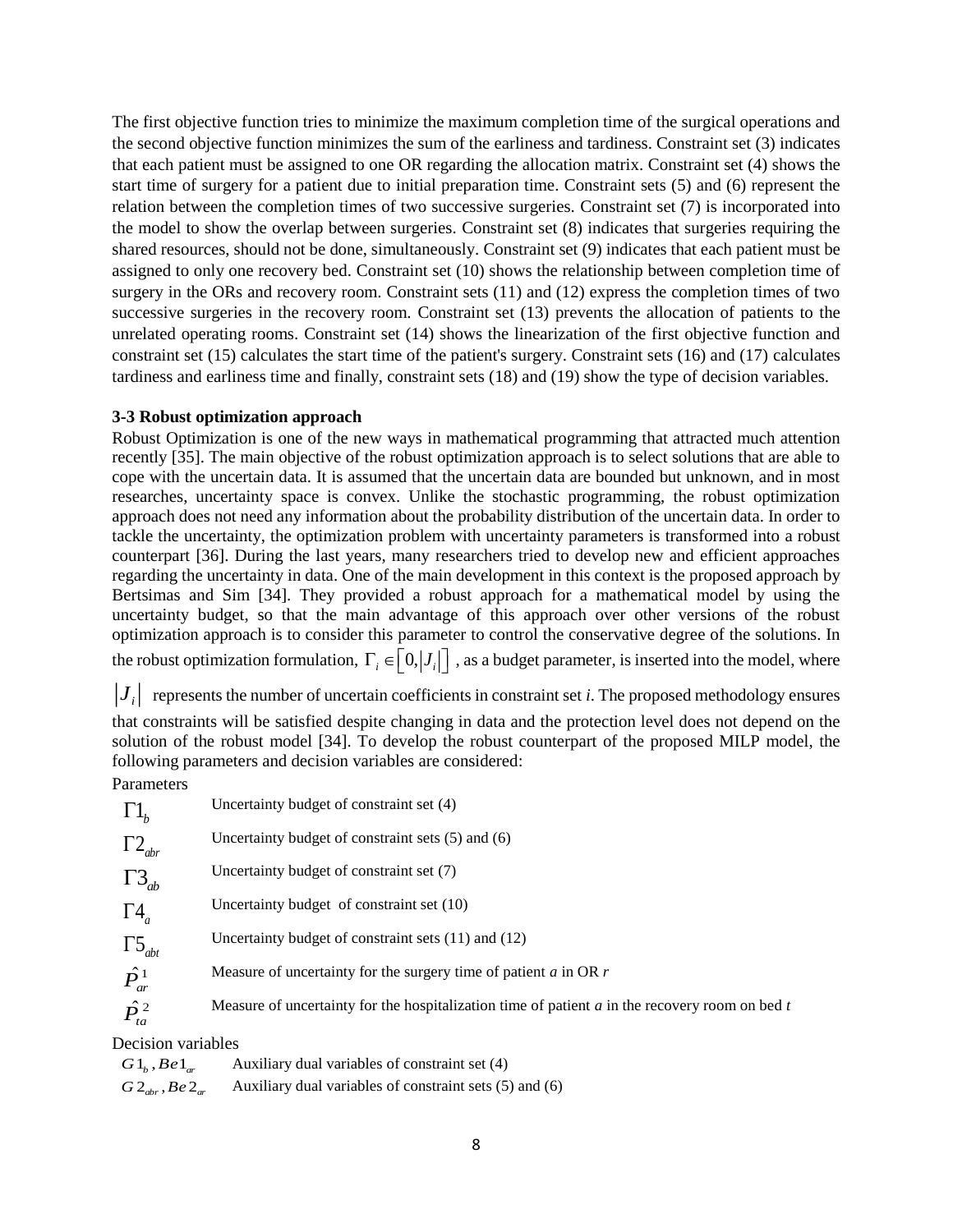The first objective function tries to minimize the maximum completion time of the surgical operations and the second objective function minimizes the sum of the earliness and tardiness. Constraint set (3) indicates that each patient must be assigned to one OR regarding the allocation matrix. Constraint set (4) shows the start time of surgery for a patient due to initial preparation time. Constraint sets (5) and (6) represent the relation between the completion times of two successive surgeries. Constraint set (7) is incorporated into the model to show the overlap between surgeries. Constraint set (8) indicates that surgeries requiring the shared resources, should not be done, simultaneously. Constraint set (9) indicates that each patient must be assigned to only one recovery bed. Constraint set (10) shows the relationship between completion time of surgery in the ORs and recovery room. Constraint sets (11) and (12) express the completion times of two successive surgeries in the recovery room. Constraint set (13) prevents the allocation of patients to the unrelated operating rooms. Constraint set (14) shows the linearization of the first objective function and constraint set (15) calculates the start time of the patient's surgery. Constraint sets (16) and (17) calculates tardiness and earliness time and finally, constraint sets (18) and (19) show the type of decision variables.

### 3-3 Robust optimization approach

Robust Optimization is one of the new ways in mathematical programming that attracted much attention recently [35]. The main objective of the robust optimization approach is to select solutions that are able to cope with the uncertain data. It is assumed that the uncertain data are bounded but unknown, and in most researches, uncertainty space is convex. Unlike the stochastic programming, the robust optimization approach does not need any information about the probability distribution of the uncertain data. In order to tackle the uncertainty, the optimization problem with uncertainty parameters is transformed into a robust counterpart [36]. During the last years, many researchers tried to develop new and efficient approaches regarding the uncertainty in data. One of the main development in this context is the proposed approach by Bertsimas and Sim [34]. They provided a robust approach for a mathematical model by using the uncertainty budget, so that the main advantage of this approach over other versions of the robust optimization approach is to consider this parameter to control the conservative degree of the solutions. In the robust optimization formulation, $\Gamma_i \in \left[0, \left|J_i\right|\right]$ , as a budget parameter, is inserted into the model, where $\left|J_i\right|$ represents the number of uncertain coefficients in constraint set *i*. The proposed methodology ensures that constraints will be satisfied despite changing in data and the protection level does not depend on the solution of the robust model [34]. To develop the robust counterpart of the proposed MILP model, the following parameters and decision variables are considered:

Parameters

| | |
|---|---|
| $\Gamma1_b$ | Uncertainty budget of constraint set (4) |
| $\Gamma2_{abr}$ | Uncertainty budget of constraint sets (5) and (6) |
| $\Gamma3_{ab}$ | Uncertainty budget of constraint set (7) |
| $\Gamma4_a$ | Uncertainty budget of constraint set (10) |
| $\Gamma5_{abt}$ | Uncertainty budget of constraint sets (11) and (12) |
| $\hat{P}^1_{ar}$ | Measure of uncertainty for the surgery time of patient *a* in OR *r* |
| $\hat{P}^2_{ta}$ | Measure of uncertainty for the hospitalization time of patient *a* in the recovery room on bed *t* |

Decision variables

| | |
|---|---|
| $G1_b, Be1_{ar}$ | Auxiliary dual variables of constraint set (4) |
| $G2_{abr}, Be2_{ar}$ | Auxiliary dual variables of constraint sets (5) and (6) |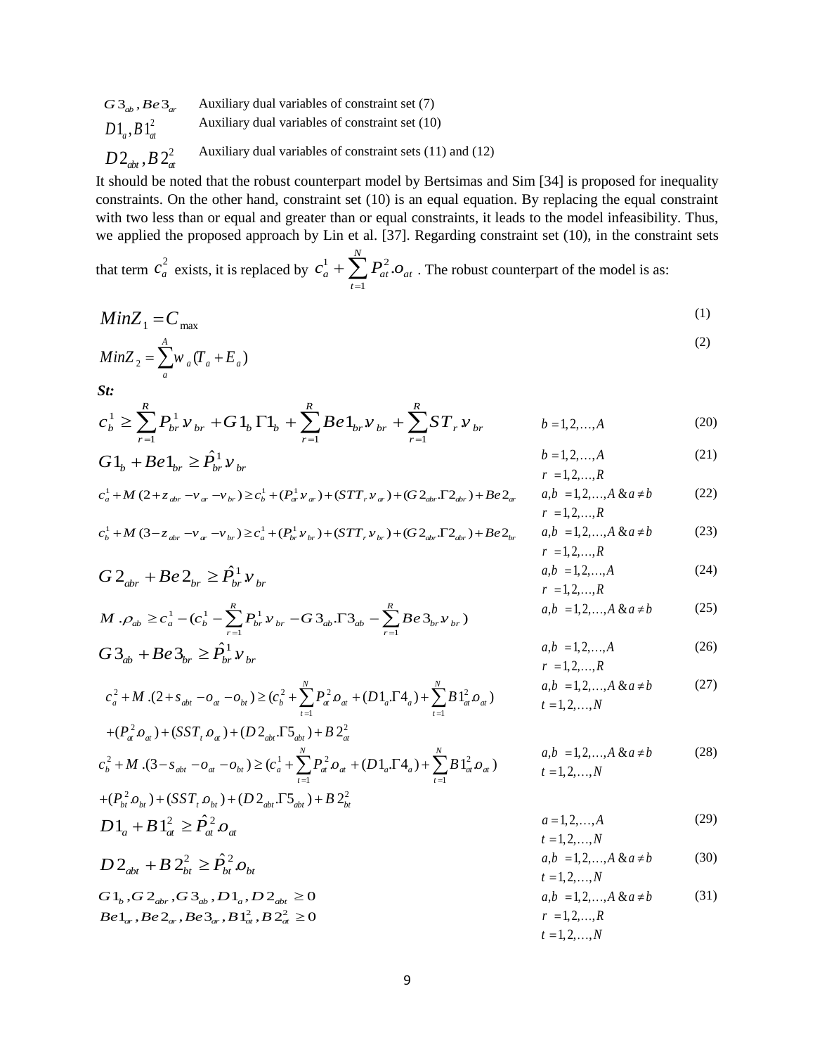| | |
|---|---|
| $G3_{ab}, Be3_{ar}$ | Auxiliary dual variables of constraint set (7) |
| $D1_a, B1_{at}^2$ | Auxiliary dual variables of constraint set (10) |
| $D2_{abt}, B2_{at}^2$ | Auxiliary dual variables of constraint sets (11) and (12) |

It should be noted that the robust counterpart model by Bertsimas and Sim [34] is proposed for inequality constraints. On the other hand, constraint set (10) is an equal equation. By replacing the equal constraint with two less than or equal and greater than or equal constraints, it leads to the model infeasibility. Thus, we applied the proposed approach by Lin et al. [37]. Regarding constraint set (10), in the constraint sets that term $c_a^2$ exists, it is replaced by $c_a^1 + \sum_{t=1}^{N} P_{at}^2 . o_{at}$ . The robust counterpart of the model is as:

$$MinZ_1 = C_{\max} \tag{1}$$

$$MinZ_2 = \sum_{a}^{A} w_a (T_a + E_a) \tag{2}$$

***St:***

$$c_b^1 \geq \sum_{r=1}^{R} P_{br}^1 v_{br} + G1_b \Gamma 1_b + \sum_{r=1}^{R} Be1_{br} . v_{br} + \sum_{r=1}^{R} ST_r . v_{br} \qquad b = 1,2,\dots,A \tag{20}$$

$$G1_b + Be1_{br} \geq \hat{P}_{br}^1 v_{br} \qquad b = 1,2,\dots,A \quad r = 1,2,\dots,R \tag{21}$$

$$c_a^1 + M(2 + z_{abr} - v_{ar} - v_{br}) \geq c_b^1 + (P_{ar}^1 v_{ar}) + (STT_r . v_{ar}) + (G2_{abr} . \Gamma 2_{abr}) + Be2_{ar} \qquad a,b = 1,2,\dots,A \,\&\, a \neq b \quad r = 1,2,\dots,R \tag{22}$$

$$c_b^1 + M(3 - z_{abr} - v_{ar} - v_{br}) \geq c_a^1 + (P_{br}^1 v_{br}) + (STT_r . v_{br}) + (G2_{abr} . \Gamma 2_{abr}) + Be2_{br} \qquad a,b = 1,2,\dots,A \,\&\, a \neq b \quad r = 1,2,\dots,R \tag{23}$$

$$G2_{abr} + Be2_{br} \geq \hat{P}_{br}^1 v_{br} \qquad a,b = 1,2,\dots,A \quad r = 1,2,\dots,R \tag{24}$$

$$M . \rho_{ab} \geq c_a^1 - (c_b^1 - \sum_{r=1}^{R} P_{br}^1 v_{br} - G3_{ab} . \Gamma 3_{ab} - \sum_{r=1}^{R} Be3_{br} v_{br}) \qquad a,b = 1,2,\dots,A \,\&\, a \neq b \tag{25}$$

$$G3_{ab} + Be3_{br} \geq \hat{P}_{br}^1 v_{br} \qquad a,b = 1,2,\dots,A \quad r = 1,2,\dots,R \tag{26}$$

$$c_a^2 + M.(2 + s_{abt} - o_{at} - o_{bt}) \geq (c_b^2 + \sum_{t=1}^{N} P_{at}^2 o_{at} + (D1_a . \Gamma 4_a) + \sum_{t=1}^{N} B1_{at}^2 o_{at}) + (P_{at}^2 o_{at}) + (SST_t . o_{at}) + (D2_{abt} . \Gamma 5_{abt}) + B2_{at}^2 \qquad a,b = 1,2,\dots,A \,\&\, a \neq b \quad t = 1,2,\dots,N \tag{27}$$

$$c_b^2 + M.(3 - s_{abt} - o_{at} - o_{bt}) \geq (c_a^1 + \sum_{t=1}^{N} P_{at}^2 o_{at} + (D1_a . \Gamma 4_a) + \sum_{t=1}^{N} B1_{at}^2 o_{at}) + (P_{bt}^2 o_{bt}) + (SST_t . o_{bt}) + (D2_{abt} . \Gamma 5_{abt}) + B2_{bt}^2 \qquad a,b = 1,2,\dots,A \,\&\, a \neq b \quad t = 1,2,\dots,N \tag{28}$$

$$D1_a + B1_{at}^2 \geq \hat{P}_{at}^2 . o_{at} \qquad a = 1,2,\dots,A \quad t = 1,2,\dots,N \tag{29}$$

$$D2_{abt} + B2_{bt}^2 \geq \hat{P}_{bt}^2 . o_{bt} \qquad a,b = 1,2,\dots,A \,\&\, a \neq b \quad t = 1,2,\dots,N \tag{30}$$

$$G1_b, G2_{abr}, G3_{ab}, D1_a, D2_{abt} \geq 0 \qquad Be1_{ar}, Be2_{ar}, Be3_{ar}, B1_{at}^2, B2_{at}^2 \geq 0 \qquad a,b = 1,2,\dots,A \,\&\, a \neq b \quad r = 1,2,\dots,R \quad t = 1,2,\dots,N \tag{31}$$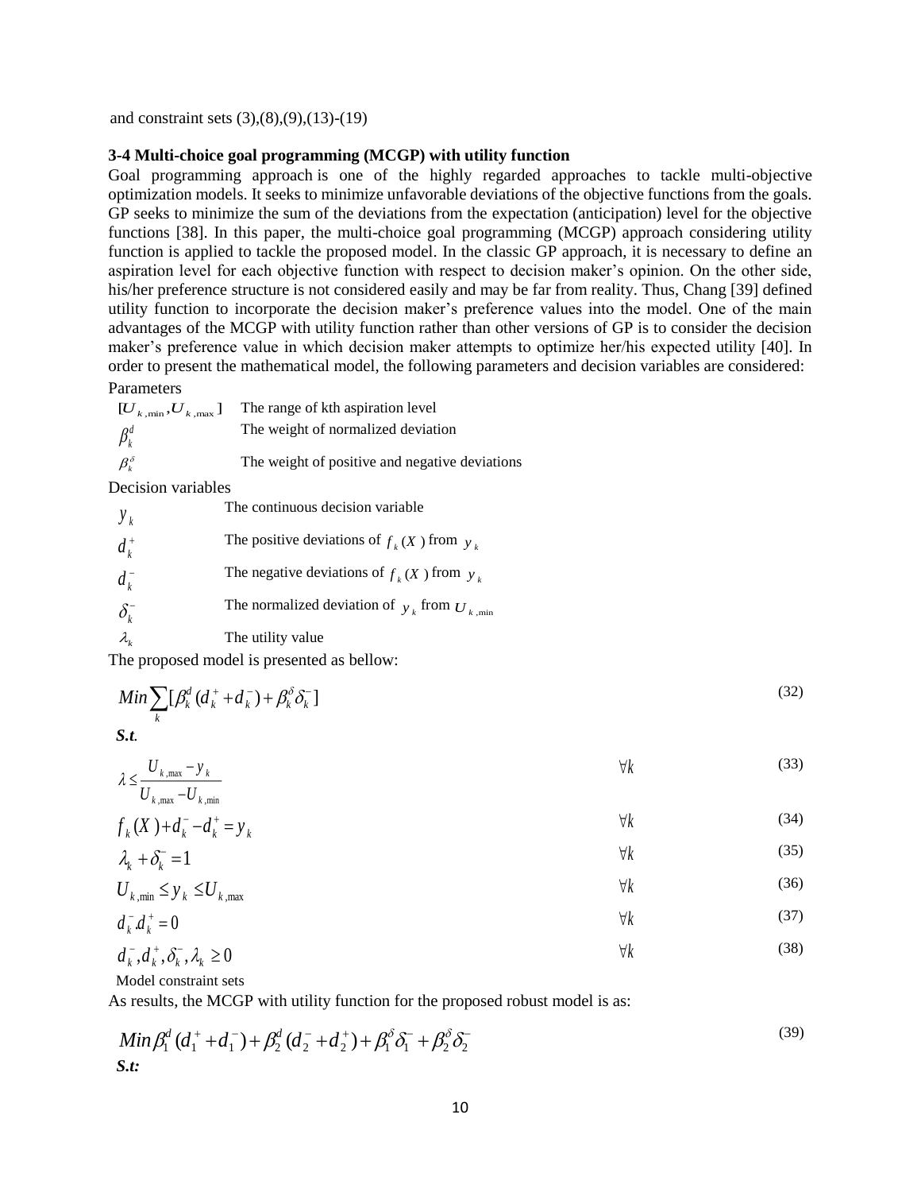and constraint sets (3),(8),(9),(13)-(19)

### 3-4 Multi-choice goal programming (MCGP) with utility function

Goal programming approach is one of the highly regarded approaches to tackle multi-objective optimization models. It seeks to minimize unfavorable deviations of the objective functions from the goals. GP seeks to minimize the sum of the deviations from the expectation (anticipation) level for the objective functions [38]. In this paper, the multi-choice goal programming (MCGP) approach considering utility function is applied to tackle the proposed model. In the classic GP approach, it is necessary to define an aspiration level for each objective function with respect to decision maker's opinion. On the other side, his/her preference structure is not considered easily and may be far from reality. Thus, Chang [39] defined utility function to incorporate the decision maker's preference values into the model. One of the main advantages of the MCGP with utility function rather than other versions of GP is to consider the decision maker's preference value in which decision maker attempts to optimize her/his expected utility [40]. In order to present the mathematical model, the following parameters and decision variables are considered:

Parameters

| | |
|---|---|
| $[U_{k,\min}, U_{k,\max}]$ | The range of kth aspiration level |
| $\beta_k^d$ | The weight of normalized deviation |
| $\beta_k^\delta$ | The weight of positive and negative deviations |

Decision variables

| | |
|---|---|
| $y_k$ | The continuous decision variable |
| $d_k^+$ | The positive deviations of $f_k(X)$ from $y_k$ |
| $d_k^-$ | The negative deviations of $f_k(X)$ from $y_k$ |
| $\delta_k^-$ | The normalized deviation of $y_k$ from $U_{k,\min}$ |
| $\lambda_k$ | The utility value |

The proposed model is presented as bellow:

$$Min \sum_k [\beta_k^d (d_k^+ + d_k^-) + \beta_k^\delta \delta_k^-] \tag{32}$$

***S.t.***

$$\lambda \le \frac{U_{k,\max} - y_k}{U_{k,\max} - U_{k,\min}} \qquad \forall k \tag{33}$$

$$f_k(X) + d_k^- - d_k^+ = y_k \qquad \forall k \tag{34}$$

$$\lambda_k + \delta_k^- = 1 \qquad \forall k \tag{35}$$

$$U_{k,\min} \le y_k \le U_{k,\max} \qquad \forall k \tag{36}$$

$$d_k^- . d_k^+ = 0 \qquad \forall k \tag{37}$$

$$d_k^-, d_k^+, \delta_k^-, \lambda_k \ge 0 \qquad \forall k \tag{38}$$

Model constraint sets

As results, the MCGP with utility function for the proposed robust model is as:

$$Min \beta_1^d (d_1^+ + d_1^-) + \beta_2^d (d_2^- + d_2^+) + \beta_1^\delta \delta_1^- + \beta_2^\delta \delta_2^- \tag{39}$$

***S.t:***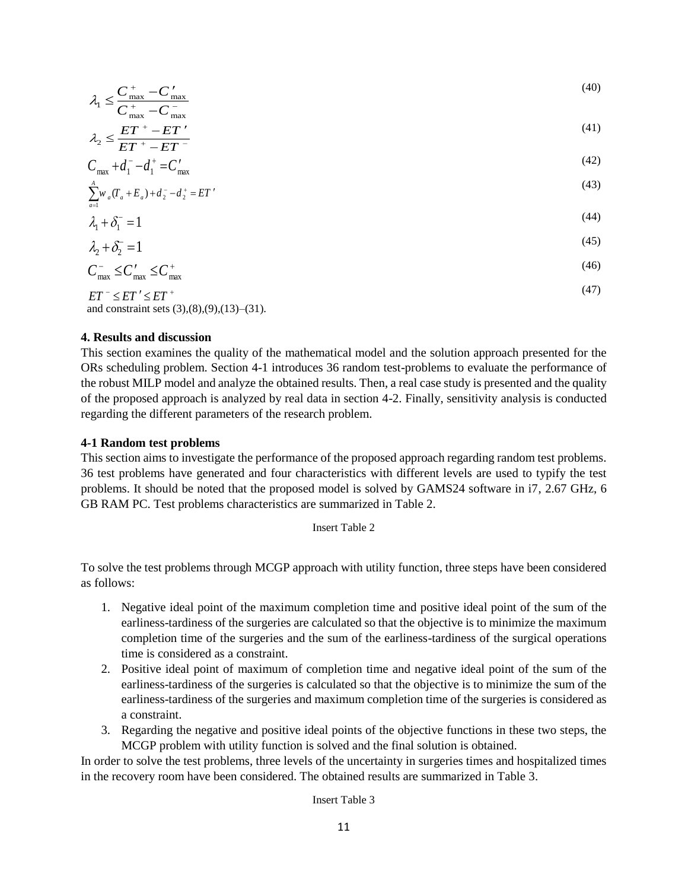$$\lambda_1 \leq \frac{C_{\max}^{+} - C'_{\max}}{C_{\max}^{+} - C_{\max}^{-}} \tag{40}$$

$$\lambda_2 \leq \frac{ET^{+} - ET'}{ET^{+} - ET^{-}} \tag{41}$$

$$C_{\max} + d_1^{-} - d_1^{+} = C'_{\max} \tag{42}$$

$$\sum_{a=1}^{A} w_a (T_a + E_a) + d_2^{-} - d_2^{+} = ET' \tag{43}$$

$$\lambda_1 + \delta_1^{-} = 1 \tag{44}$$

$$\lambda_2 + \delta_2^{-} = 1 \tag{45}$$

$$C_{\max}^{-} \leq C'_{\max} \leq C_{\max}^{+} \tag{46}$$

$$ET^{-} \leq ET' \leq ET^{+} \tag{47}$$

and constraint sets (3),(8),(9),(13)–(31).

## 4. Results and discussion

This section examines the quality of the mathematical model and the solution approach presented for the ORs scheduling problem. Section 4-1 introduces 36 random test-problems to evaluate the performance of the robust MILP model and analyze the obtained results. Then, a real case study is presented and the quality of the proposed approach is analyzed by real data in section 4-2. Finally, sensitivity analysis is conducted regarding the different parameters of the research problem.

### 4-1 Random test problems

This section aims to investigate the performance of the proposed approach regarding random test problems. 36 test problems have generated and four characteristics with different levels are used to typify the test problems. It should be noted that the proposed model is solved by GAMS24 software in i7, 2.67 GHz, 6 GB RAM PC. Test problems characteristics are summarized in Table 2.

Insert Table 2

To solve the test problems through MCGP approach with utility function, three steps have been considered as follows:

1. Negative ideal point of the maximum completion time and positive ideal point of the sum of the earliness-tardiness of the surgeries are calculated so that the objective is to minimize the maximum completion time of the surgeries and the sum of the earliness-tardiness of the surgical operations time is considered as a constraint.
2. Positive ideal point of maximum of completion time and negative ideal point of the sum of the earliness-tardiness of the surgeries is calculated so that the objective is to minimize the sum of the earliness-tardiness of the surgeries and maximum completion time of the surgeries is considered as a constraint.
3. Regarding the negative and positive ideal points of the objective functions in these two steps, the MCGP problem with utility function is solved and the final solution is obtained.

In order to solve the test problems, three levels of the uncertainty in surgeries times and hospitalized times in the recovery room have been considered. The obtained results are summarized in Table 3.

Insert Table 3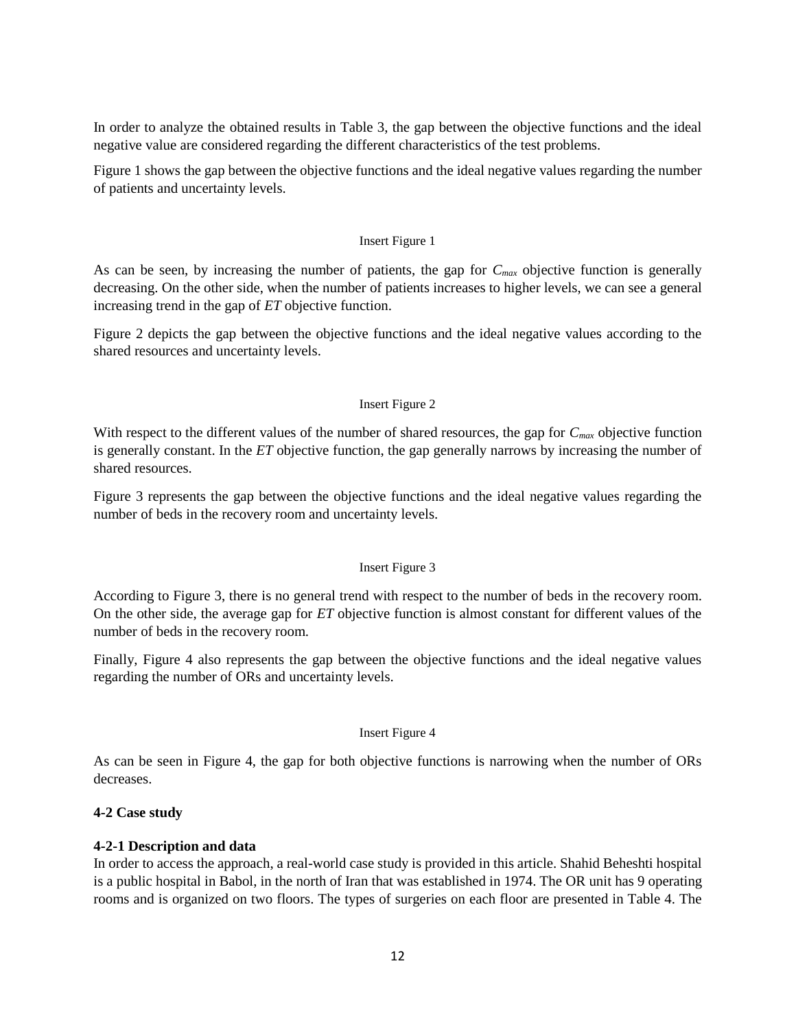In order to analyze the obtained results in Table 3, the gap between the objective functions and the ideal negative value are considered regarding the different characteristics of the test problems.

Figure 1 shows the gap between the objective functions and the ideal negative values regarding the number of patients and uncertainty levels.

Insert Figure 1

As can be seen, by increasing the number of patients, the gap for $C_{max}$ objective function is generally decreasing. On the other side, when the number of patients increases to higher levels, we can see a general increasing trend in the gap of *ET* objective function.

Figure 2 depicts the gap between the objective functions and the ideal negative values according to the shared resources and uncertainty levels.

Insert Figure 2

With respect to the different values of the number of shared resources, the gap for $C_{max}$ objective function is generally constant. In the *ET* objective function, the gap generally narrows by increasing the number of shared resources.

Figure 3 represents the gap between the objective functions and the ideal negative values regarding the number of beds in the recovery room and uncertainty levels.

Insert Figure 3

According to Figure 3, there is no general trend with respect to the number of beds in the recovery room. On the other side, the average gap for *ET* objective function is almost constant for different values of the number of beds in the recovery room.

Finally, Figure 4 also represents the gap between the objective functions and the ideal negative values regarding the number of ORs and uncertainty levels.

Insert Figure 4

As can be seen in Figure 4, the gap for both objective functions is narrowing when the number of ORs decreases.

### 4-2 Case study

#### 4-2-1 Description and data

In order to access the approach, a real-world case study is provided in this article. Shahid Beheshti hospital is a public hospital in Babol, in the north of Iran that was established in 1974. The OR unit has 9 operating rooms and is organized on two floors. The types of surgeries on each floor are presented in Table 4. The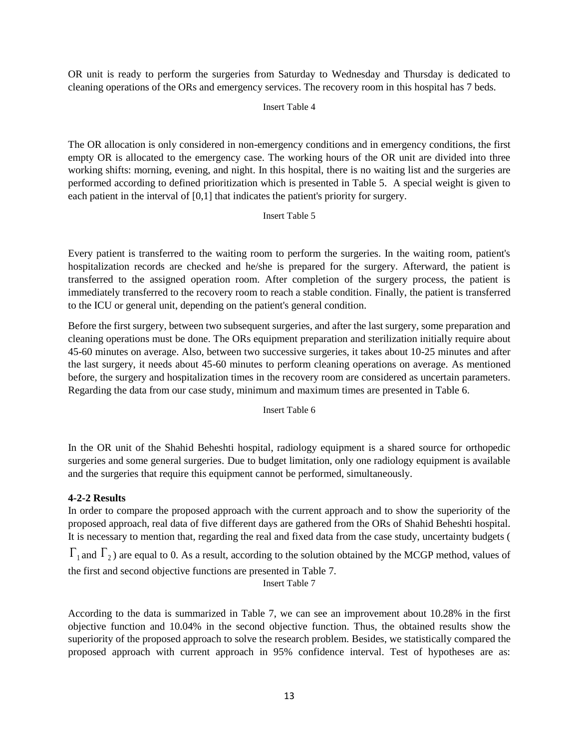OR unit is ready to perform the surgeries from Saturday to Wednesday and Thursday is dedicated to cleaning operations of the ORs and emergency services. The recovery room in this hospital has 7 beds.

Insert Table 4

The OR allocation is only considered in non-emergency conditions and in emergency conditions, the first empty OR is allocated to the emergency case. The working hours of the OR unit are divided into three working shifts: morning, evening, and night. In this hospital, there is no waiting list and the surgeries are performed according to defined prioritization which is presented in Table 5. A special weight is given to each patient in the interval of [0,1] that indicates the patient's priority for surgery.

Insert Table 5

Every patient is transferred to the waiting room to perform the surgeries. In the waiting room, patient's hospitalization records are checked and he/she is prepared for the surgery. Afterward, the patient is transferred to the assigned operation room. After completion of the surgery process, the patient is immediately transferred to the recovery room to reach a stable condition. Finally, the patient is transferred to the ICU or general unit, depending on the patient's general condition.

Before the first surgery, between two subsequent surgeries, and after the last surgery, some preparation and cleaning operations must be done. The ORs equipment preparation and sterilization initially require about 45-60 minutes on average. Also, between two successive surgeries, it takes about 10-25 minutes and after the last surgery, it needs about 45-60 minutes to perform cleaning operations on average. As mentioned before, the surgery and hospitalization times in the recovery room are considered as uncertain parameters. Regarding the data from our case study, minimum and maximum times are presented in Table 6.

Insert Table 6

In the OR unit of the Shahid Beheshti hospital, radiology equipment is a shared source for orthopedic surgeries and some general surgeries. Due to budget limitation, only one radiology equipment is available and the surgeries that require this equipment cannot be performed, simultaneously.

**4-2-2 Results**

In order to compare the proposed approach with the current approach and to show the superiority of the proposed approach, real data of five different days are gathered from the ORs of Shahid Beheshti hospital. It is necessary to mention that, regarding the real and fixed data from the case study, uncertainty budgets ($\Gamma_1$ and $\Gamma_2$) are equal to 0. As a result, according to the solution obtained by the MCGP method, values of the first and second objective functions are presented in Table 7.

Insert Table 7

According to the data is summarized in Table 7, we can see an improvement about 10.28% in the first objective function and 10.04% in the second objective function. Thus, the obtained results show the superiority of the proposed approach to solve the research problem. Besides, we statistically compared the proposed approach with current approach in 95% confidence interval. Test of hypotheses are as: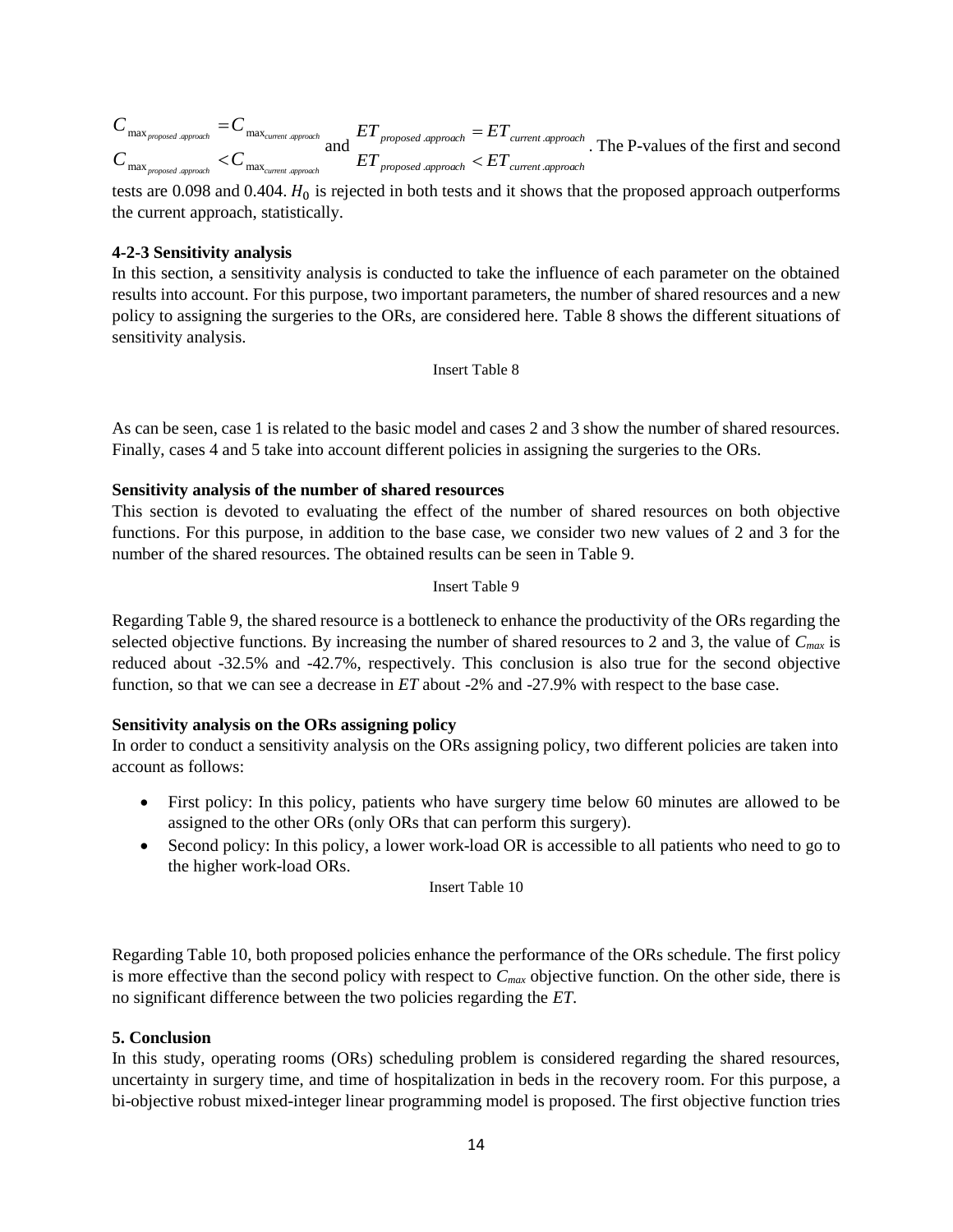$\begin{array}{l} C_{\max_{proposed.approach}} = C_{\max_{current.approach}} \\ C_{\max_{proposed.approach}} < C_{\max_{current.approach}} \end{array}$ and $\begin{array}{l} ET_{proposed.approach} = ET_{current.approach} \\ ET_{proposed.approach} < ET_{current.approach} \end{array}$. The P-values of the first and second tests are 0.098 and 0.404. $H_0$ is rejected in both tests and it shows that the proposed approach outperforms the current approach, statistically.

**4-2-3 Sensitivity analysis**

In this section, a sensitivity analysis is conducted to take the influence of each parameter on the obtained results into account. For this purpose, two important parameters, the number of shared resources and a new policy to assigning the surgeries to the ORs, are considered here. Table 8 shows the different situations of sensitivity analysis.

Insert Table 8

As can be seen, case 1 is related to the basic model and cases 2 and 3 show the number of shared resources. Finally, cases 4 and 5 take into account different policies in assigning the surgeries to the ORs.

**Sensitivity analysis of the number of shared resources**

This section is devoted to evaluating the effect of the number of shared resources on both objective functions. For this purpose, in addition to the base case, we consider two new values of 2 and 3 for the number of the shared resources. The obtained results can be seen in Table 9.

Insert Table 9

Regarding Table 9, the shared resource is a bottleneck to enhance the productivity of the ORs regarding the selected objective functions. By increasing the number of shared resources to 2 and 3, the value of $C_{max}$ is reduced about -32.5% and -42.7%, respectively. This conclusion is also true for the second objective function, so that we can see a decrease in *ET* about -2% and -27.9% with respect to the base case.

**Sensitivity analysis on the ORs assigning policy**

In order to conduct a sensitivity analysis on the ORs assigning policy, two different policies are taken into account as follows:

- First policy: In this policy, patients who have surgery time below 60 minutes are allowed to be assigned to the other ORs (only ORs that can perform this surgery).
- Second policy: In this policy, a lower work-load OR is accessible to all patients who need to go to the higher work-load ORs.

Insert Table 10

Regarding Table 10, both proposed policies enhance the performance of the ORs schedule. The first policy is more effective than the second policy with respect to $C_{max}$ objective function. On the other side, there is no significant difference between the two policies regarding the *ET*.

**5. Conclusion**

In this study, operating rooms (ORs) scheduling problem is considered regarding the shared resources, uncertainty in surgery time, and time of hospitalization in beds in the recovery room. For this purpose, a bi-objective robust mixed-integer linear programming model is proposed. The first objective function tries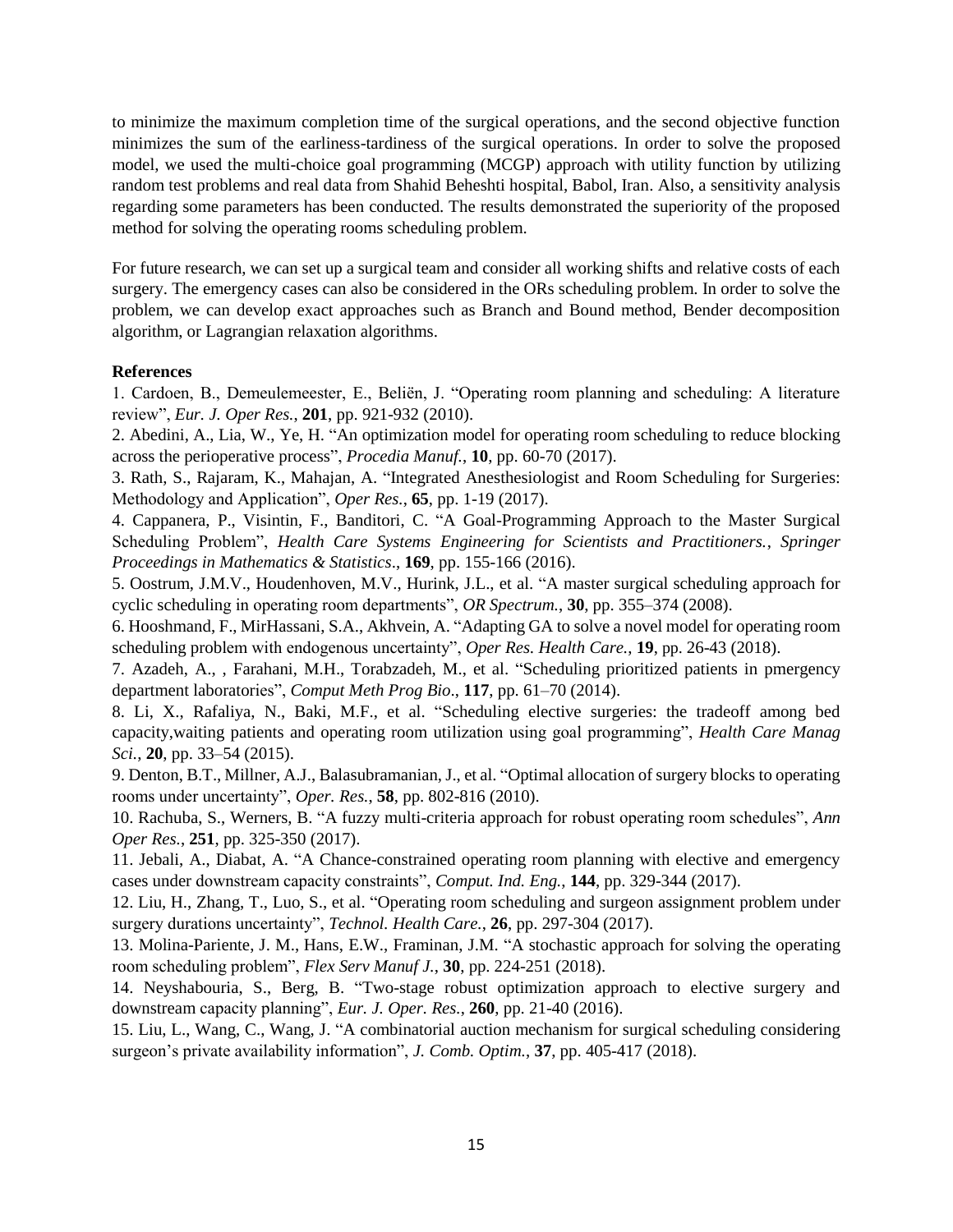to minimize the maximum completion time of the surgical operations, and the second objective function minimizes the sum of the earliness-tardiness of the surgical operations. In order to solve the proposed model, we used the multi-choice goal programming (MCGP) approach with utility function by utilizing random test problems and real data from Shahid Beheshti hospital, Babol, Iran. Also, a sensitivity analysis regarding some parameters has been conducted. The results demonstrated the superiority of the proposed method for solving the operating rooms scheduling problem.

For future research, we can set up a surgical team and consider all working shifts and relative costs of each surgery. The emergency cases can also be considered in the ORs scheduling problem. In order to solve the problem, we can develop exact approaches such as Branch and Bound method, Bender decomposition algorithm, or Lagrangian relaxation algorithms.

**References**

1. Cardoen, B., Demeulemeester, E., Beliën, J. "Operating room planning and scheduling: A literature review", *Eur. J. Oper Res.*, **201**, pp. 921-932 (2010).
2. Abedini, A., Lia, W., Ye, H. "An optimization model for operating room scheduling to reduce blocking across the perioperative process", *Procedia Manuf.*, **10**, pp. 60-70 (2017).
3. Rath, S., Rajaram, K., Mahajan, A. "Integrated Anesthesiologist and Room Scheduling for Surgeries: Methodology and Application", *Oper Res.*, **65**, pp. 1-19 (2017).
4. Cappanera, P., Visintin, F., Banditori, C. "A Goal-Programming Approach to the Master Surgical Scheduling Problem", *Health Care Systems Engineering for Scientists and Practitioners.*, *Springer Proceedings in Mathematics & Statistics*., **169**, pp. 155-166 (2016).
5. Oostrum, J.M.V., Houdenhoven, M.V., Hurink, J.L., et al. "A master surgical scheduling approach for cyclic scheduling in operating room departments", *OR Spectrum.*, **30**, pp. 355–374 (2008).
6. Hooshmand, F., MirHassani, S.A., Akhvein, A. "Adapting GA to solve a novel model for operating room scheduling problem with endogenous uncertainty", *Oper Res. Health Care.*, **19**, pp. 26-43 (2018).
7. Azadeh, A., , Farahani, M.H., Torabzadeh, M., et al. "Scheduling prioritized patients in pmergency department laboratories", *Comput Meth Prog Bio*., **117**, pp. 61–70 (2014).
8. Li, X., Rafaliya, N., Baki, M.F., et al. "Scheduling elective surgeries: the tradeoff among bed capacity,waiting patients and operating room utilization using goal programming", *Health Care Manag Sci.*, **20**, pp. 33–54 (2015).
9. Denton, B.T., Millner, A.J., Balasubramanian, J., et al. "Optimal allocation of surgery blocks to operating rooms under uncertainty", *Oper. Res.*, **58**, pp. 802-816 (2010).
10. Rachuba, S., Werners, B. "A fuzzy multi-criteria approach for robust operating room schedules", *Ann Oper Res.*, **251**, pp. 325-350 (2017).
11. Jebali, A., Diabat, A. "A Chance-constrained operating room planning with elective and emergency cases under downstream capacity constraints", *Comput. Ind. Eng.*, **144**, pp. 329-344 (2017).
12. Liu, H., Zhang, T., Luo, S., et al. "Operating room scheduling and surgeon assignment problem under surgery durations uncertainty", *Technol. Health Care.*, **26**, pp. 297-304 (2017).
13. Molina-Pariente, J. M., Hans, E.W., Framinan, J.M. "A stochastic approach for solving the operating room scheduling problem", *Flex Serv Manuf J.*, **30**, pp. 224-251 (2018).
14. Neyshabouria, S., Berg, B. "Two-stage robust optimization approach to elective surgery and downstream capacity planning", *Eur. J. Oper. Res.*, **260**, pp. 21-40 (2016).
15. Liu, L., Wang, C., Wang, J. "A combinatorial auction mechanism for surgical scheduling considering surgeon's private availability information", *J. Comb. Optim.*, **37**, pp. 405-417 (2018).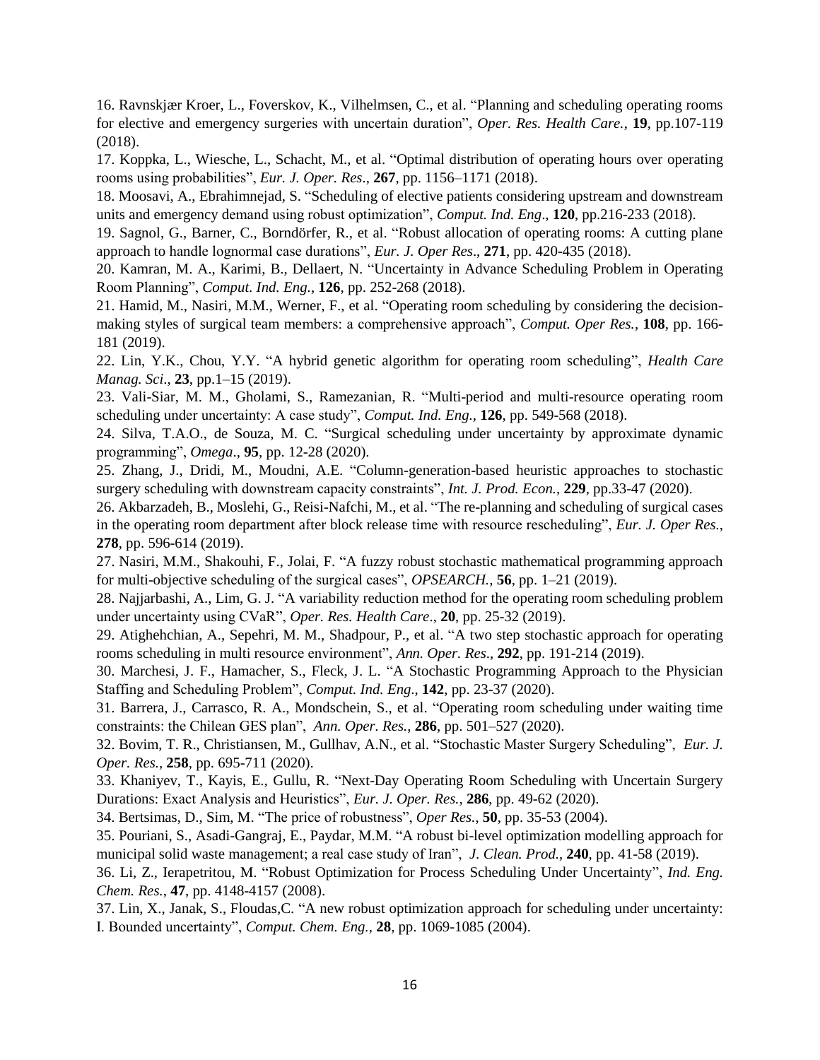16. Ravnskjær Kroer, L., Foverskov, K., Vilhelmsen, C., et al. "Planning and scheduling operating rooms for elective and emergency surgeries with uncertain duration", *Oper. Res. Health Care.*, **19**, pp.107-119 (2018).

17. Koppka, L., Wiesche, L., Schacht, M., et al. "Optimal distribution of operating hours over operating rooms using probabilities", *Eur. J. Oper. Res*., **267**, pp. 1156–1171 (2018).

18. Moosavi, A., Ebrahimnejad, S. "Scheduling of elective patients considering upstream and downstream units and emergency demand using robust optimization", *Comput. Ind. Eng*., **120**, pp.216-233 (2018).

19. Sagnol, G., Barner, C., Borndörfer, R., et al. "Robust allocation of operating rooms: A cutting plane approach to handle lognormal case durations", *Eur. J. Oper Res*., **271**, pp. 420-435 (2018).

20. Kamran, M. A., Karimi, B., Dellaert, N. "Uncertainty in Advance Scheduling Problem in Operating Room Planning", *Comput. Ind. Eng.*, **126**, pp. 252-268 (2018).

21. Hamid, M., Nasiri, M.M., Werner, F., et al. "Operating room scheduling by considering the decision-making styles of surgical team members: a comprehensive approach", *Comput. Oper Res.*, **108**, pp. 166-181 (2019).

22. Lin, Y.K., Chou, Y.Y. "A hybrid genetic algorithm for operating room scheduling", *Health Care Manag. Sci*., **23**, pp.1–15 (2019).

23. Vali-Siar, M. M., Gholami, S., Ramezanian, R. "Multi-period and multi-resource operating room scheduling under uncertainty: A case study", *Comput. Ind. Eng.*, **126**, pp. 549-568 (2018).

24. Silva, T.A.O., de Souza, M. C. "Surgical scheduling under uncertainty by approximate dynamic programming", *Omega*., **95**, pp. 12-28 (2020).

25. Zhang, J., Dridi, M., Moudni, A.E. "Column-generation-based heuristic approaches to stochastic surgery scheduling with downstream capacity constraints", *Int. J. Prod. Econ.*, **229**, pp.33-47 (2020).

26. Akbarzadeh, B., Moslehi, G., Reisi-Nafchi, M., et al. "The re-planning and scheduling of surgical cases in the operating room department after block release time with resource rescheduling", *Eur. J. Oper Res.*, **278**, pp. 596-614 (2019).

27. Nasiri, M.M., Shakouhi, F., Jolai, F. "A fuzzy robust stochastic mathematical programming approach for multi-objective scheduling of the surgical cases", *OPSEARCH.*, **56**, pp. 1–21 (2019).

28. Najjarbashi, A., Lim, G. J. "A variability reduction method for the operating room scheduling problem under uncertainty using CVaR", *Oper. Res. Health Care*., **20**, pp. 25-32 (2019).

29. Atighehchian, A., Sepehri, M. M., Shadpour, P., et al. "A two step stochastic approach for operating rooms scheduling in multi resource environment", *Ann. Oper. Res*., **292**, pp. 191-214 (2019).

30. Marchesi, J. F., Hamacher, S., Fleck, J. L. "A Stochastic Programming Approach to the Physician Staffing and Scheduling Problem", *Comput. Ind. Eng*., **142**, pp. 23-37 (2020).

31. Barrera, J., Carrasco, R. A., Mondschein, S., et al. "Operating room scheduling under waiting time constraints: the Chilean GES plan", *Ann. Oper. Res.*, **286**, pp. 501–527 (2020).

32. Bovim, T. R., Christiansen, M., Gullhav, A.N., et al. "Stochastic Master Surgery Scheduling", *Eur. J. Oper. Res.*, **258**, pp. 695-711 (2020).

33. Khaniyev, T., Kayis, E., Gullu, R. "Next-Day Operating Room Scheduling with Uncertain Surgery Durations: Exact Analysis and Heuristics", *Eur. J. Oper. Res.*, **286**, pp. 49-62 (2020).

34. Bertsimas, D., Sim, M. "The price of robustness", *Oper Res.*, **50**, pp. 35-53 (2004).

35. Pouriani, S., Asadi-Gangraj, E., Paydar, M.M. "A robust bi-level optimization modelling approach for municipal solid waste management; a real case study of Iran", *J. Clean. Prod.*, **240**, pp. 41-58 (2019).

36. Li, Z., Ierapetritou, M. "Robust Optimization for Process Scheduling Under Uncertainty", *Ind. Eng. Chem. Res.*, **47**, pp. 4148-4157 (2008).

37. Lin, X., Janak, S., Floudas,C. "A new robust optimization approach for scheduling under uncertainty: I. Bounded uncertainty", *Comput. Chem. Eng.*, **28**, pp. 1069-1085 (2004).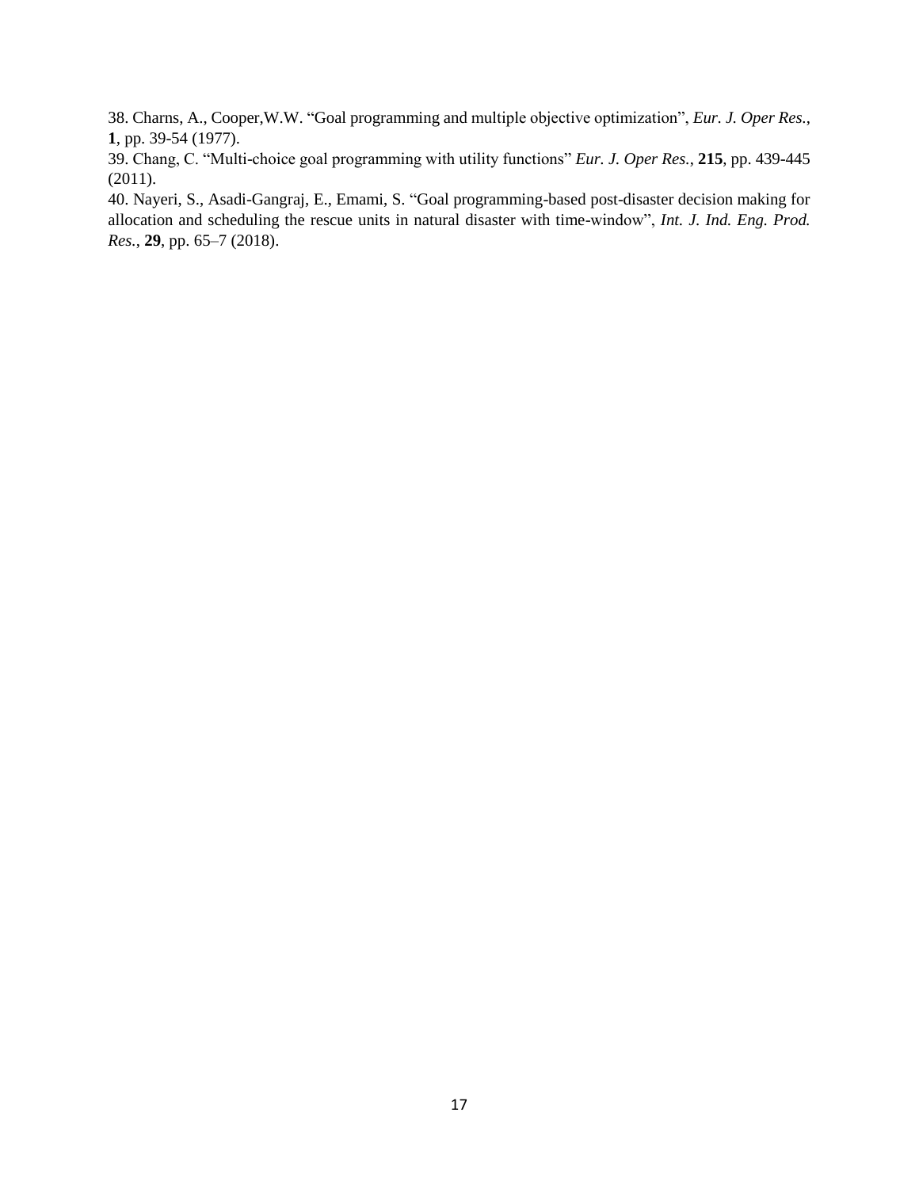38. Charns, A., Cooper,W.W. "Goal programming and multiple objective optimization", *Eur. J. Oper Res.*, **1**, pp. 39-54 (1977).

39. Chang, C. "Multi-choice goal programming with utility functions" *Eur. J. Oper Res.*, **215**, pp. 439-445 (2011).

40. Nayeri, S., Asadi-Gangraj, E., Emami, S. "Goal programming-based post-disaster decision making for allocation and scheduling the rescue units in natural disaster with time-window", *Int. J. Ind. Eng. Prod. Res.*, **29**, pp. 65–7 (2018).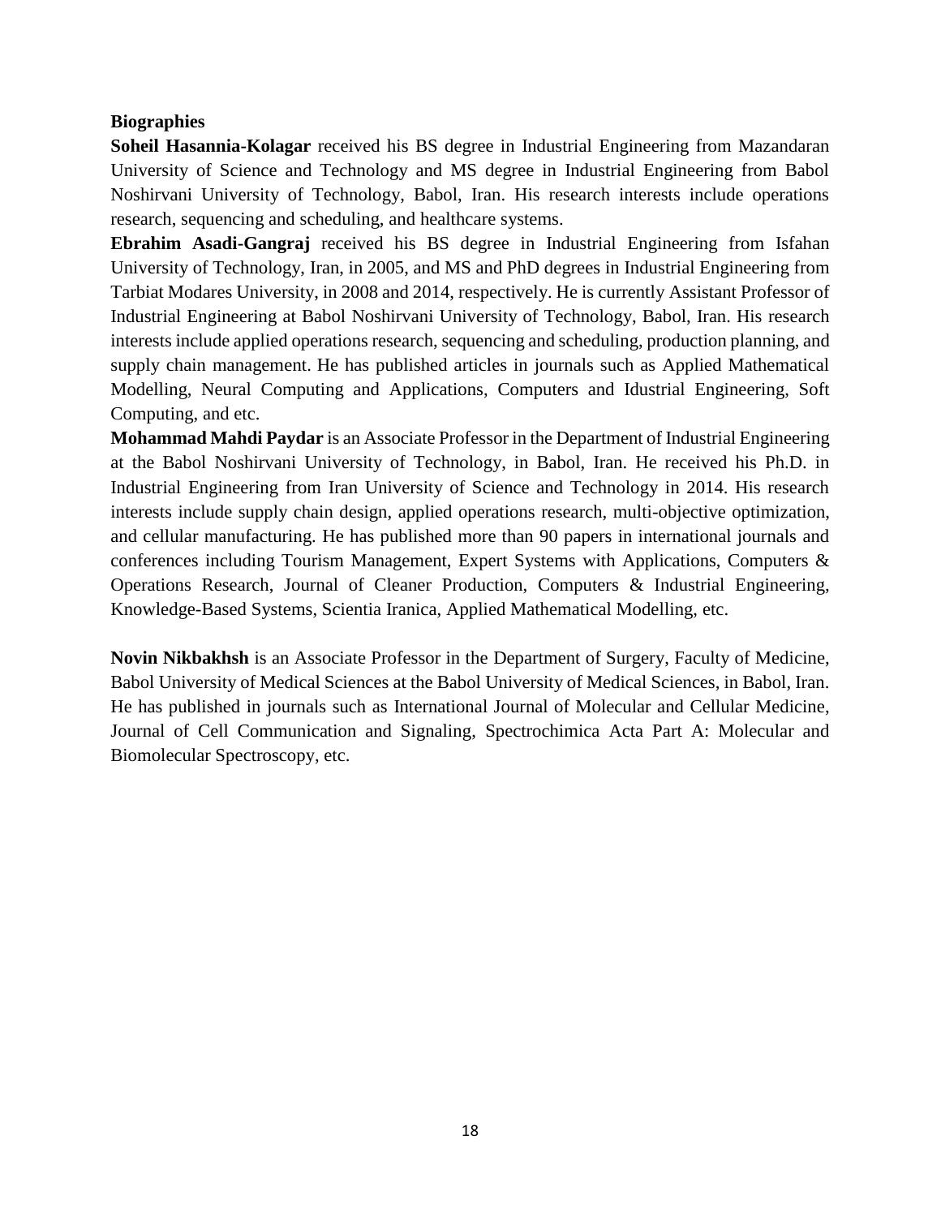**Biographies**

**Soheil Hasannia-Kolagar** received his BS degree in Industrial Engineering from Mazandaran University of Science and Technology and MS degree in Industrial Engineering from Babol Noshirvani University of Technology, Babol, Iran. His research interests include operations research, sequencing and scheduling, and healthcare systems.

**Ebrahim Asadi-Gangraj** received his BS degree in Industrial Engineering from Isfahan University of Technology, Iran, in 2005, and MS and PhD degrees in Industrial Engineering from Tarbiat Modares University, in 2008 and 2014, respectively. He is currently Assistant Professor of Industrial Engineering at Babol Noshirvani University of Technology, Babol, Iran. His research interests include applied operations research, sequencing and scheduling, production planning, and supply chain management. He has published articles in journals such as Applied Mathematical Modelling, Neural Computing and Applications, Computers and Idustrial Engineering, Soft Computing, and etc.

**Mohammad Mahdi Paydar** is an Associate Professor in the Department of Industrial Engineering at the Babol Noshirvani University of Technology, in Babol, Iran. He received his Ph.D. in Industrial Engineering from Iran University of Science and Technology in 2014. His research interests include supply chain design, applied operations research, multi-objective optimization, and cellular manufacturing. He has published more than 90 papers in international journals and conferences including Tourism Management, Expert Systems with Applications, Computers & Operations Research, Journal of Cleaner Production, Computers & Industrial Engineering, Knowledge-Based Systems, Scientia Iranica, Applied Mathematical Modelling, etc.

**Novin Nikbakhsh** is an Associate Professor in the Department of Surgery, Faculty of Medicine, Babol University of Medical Sciences at the Babol University of Medical Sciences, in Babol, Iran. He has published in journals such as International Journal of Molecular and Cellular Medicine, Journal of Cell Communication and Signaling, Spectrochimica Acta Part A: Molecular and Biomolecular Spectroscopy, etc.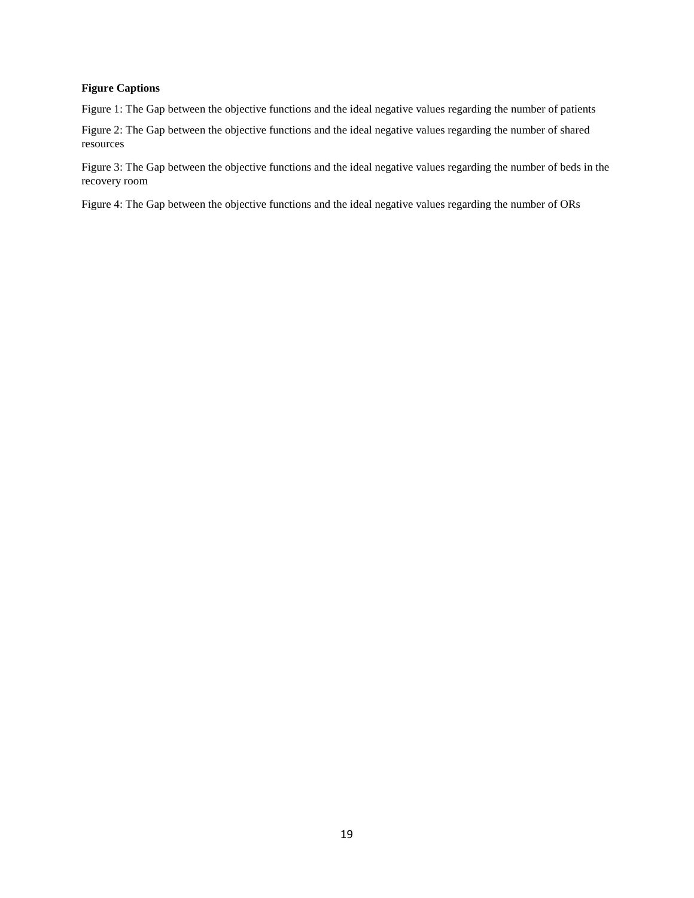**Figure Captions**

Figure 1: The Gap between the objective functions and the ideal negative values regarding the number of patients

Figure 2: The Gap between the objective functions and the ideal negative values regarding the number of shared resources

Figure 3: The Gap between the objective functions and the ideal negative values regarding the number of beds in the recovery room

Figure 4: The Gap between the objective functions and the ideal negative values regarding the number of ORs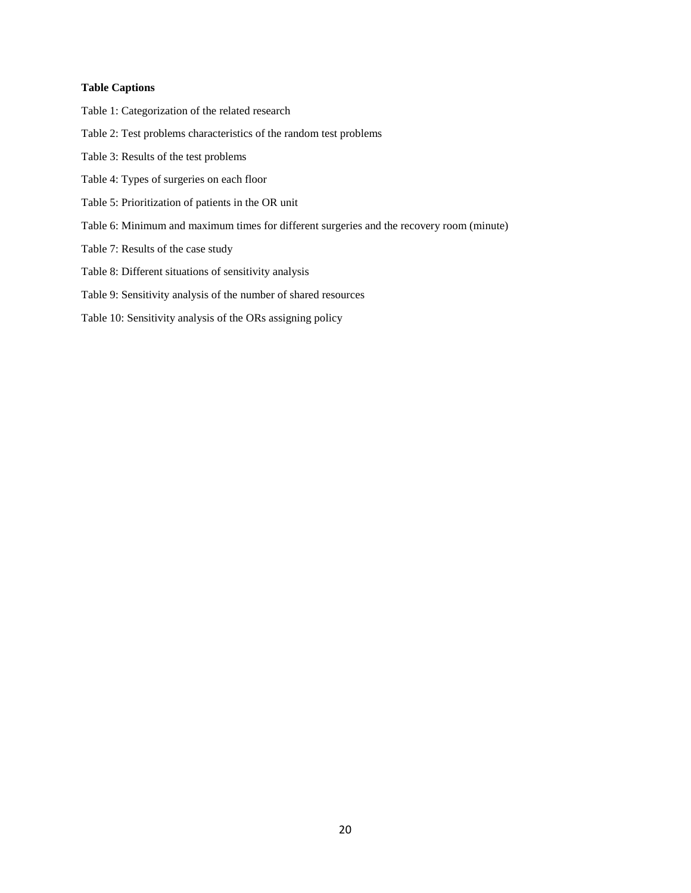**Table Captions**

Table 1: Categorization of the related research

Table 2: Test problems characteristics of the random test problems

Table 3: Results of the test problems

Table 4: Types of surgeries on each floor

Table 5: Prioritization of patients in the OR unit

Table 6: Minimum and maximum times for different surgeries and the recovery room (minute)

Table 7: Results of the case study

Table 8: Different situations of sensitivity analysis

Table 9: Sensitivity analysis of the number of shared resources

Table 10: Sensitivity analysis of the ORs assigning policy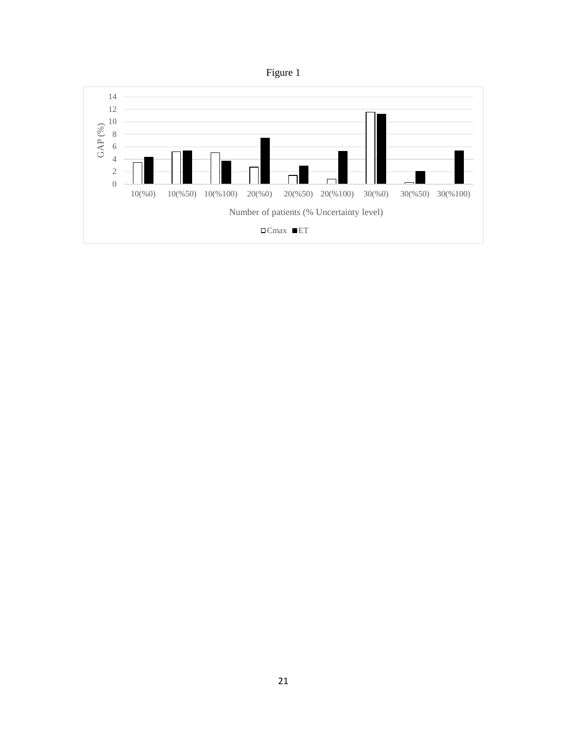Figure 1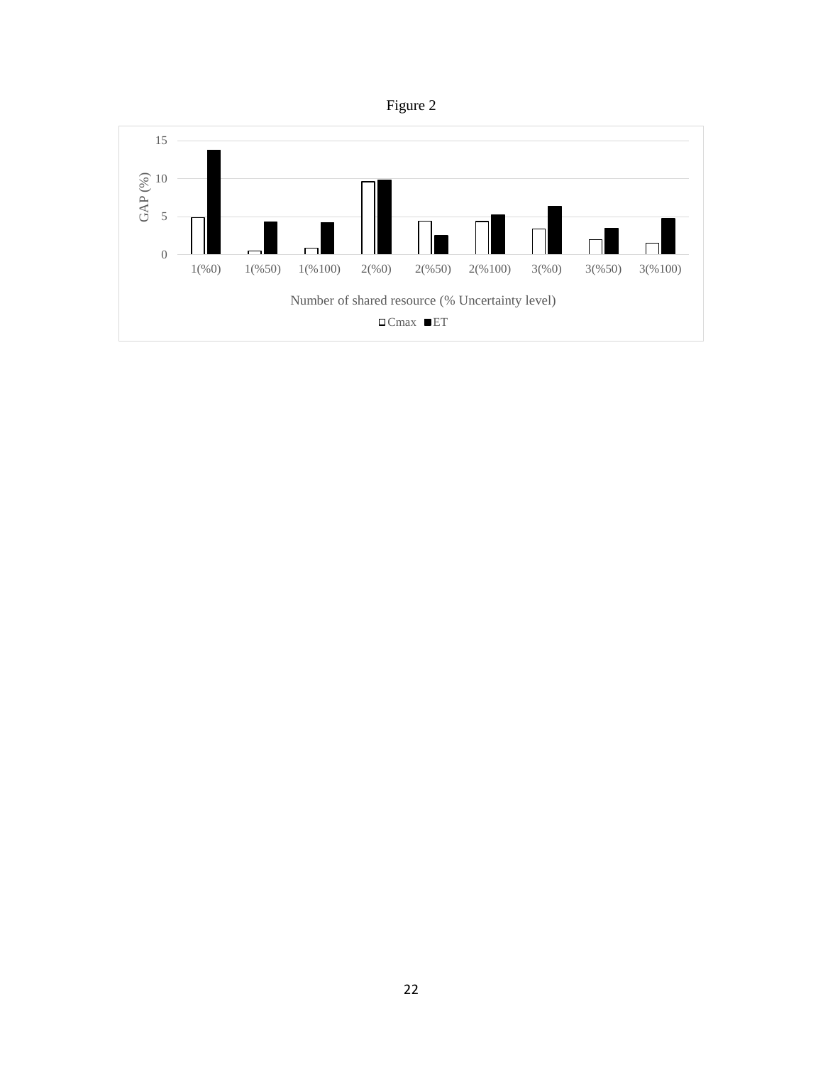Figure 2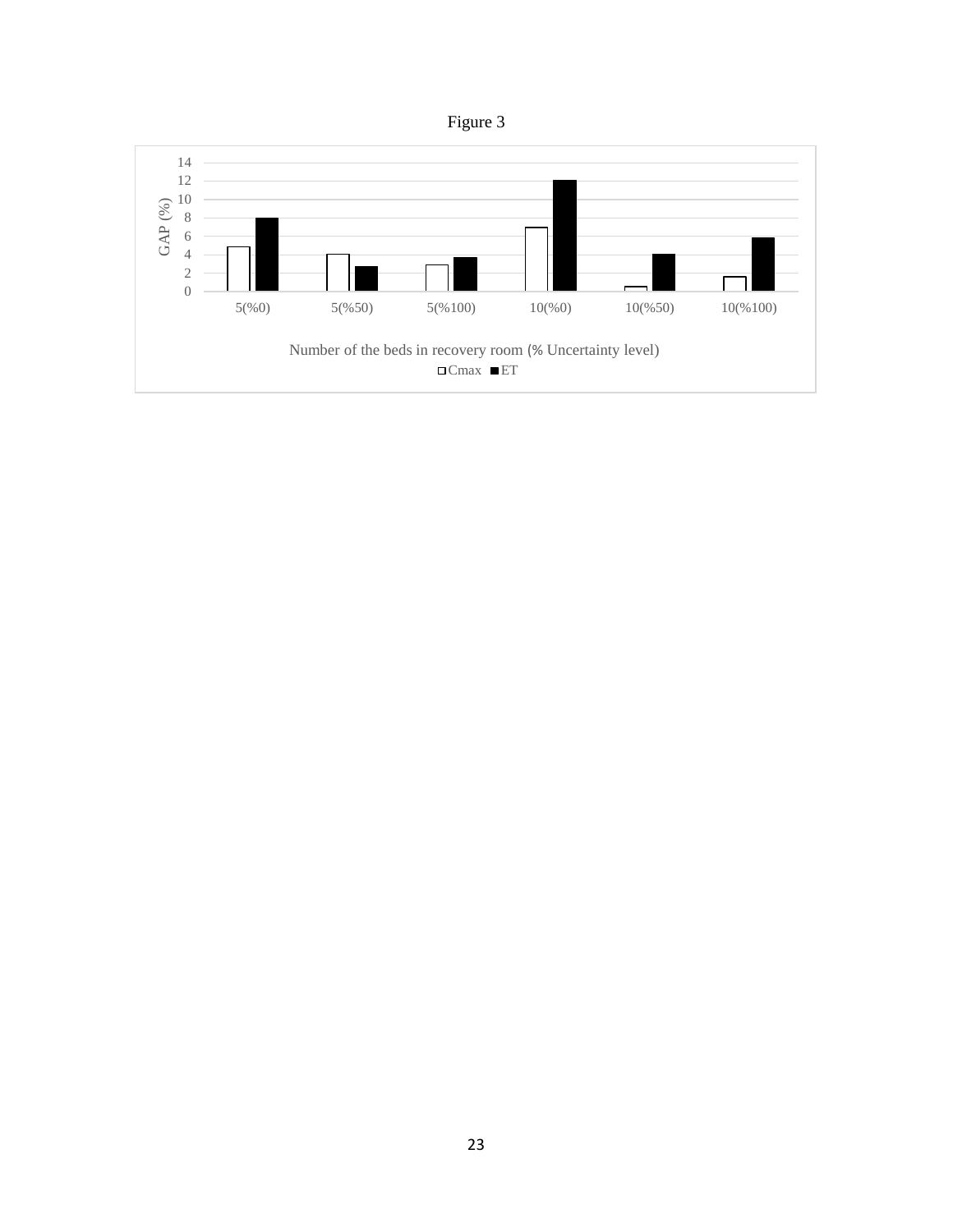Figure 3

| Number of the beds in recovery room (% Uncertainty level) | Cmax | ET |
|---|---|---|
| 5(%0) | 4.9 | 8.0 |
| 5(%50) | 4.1 | 2.7 |
| 5(%100) | 2.9 | 3.7 |
| 10(%0) | 7.0 | 12.1 |
| 10(%50) | 0.5 | 4.1 |
| 10(%100) | 1.6 | 5.8 |

GAP (%)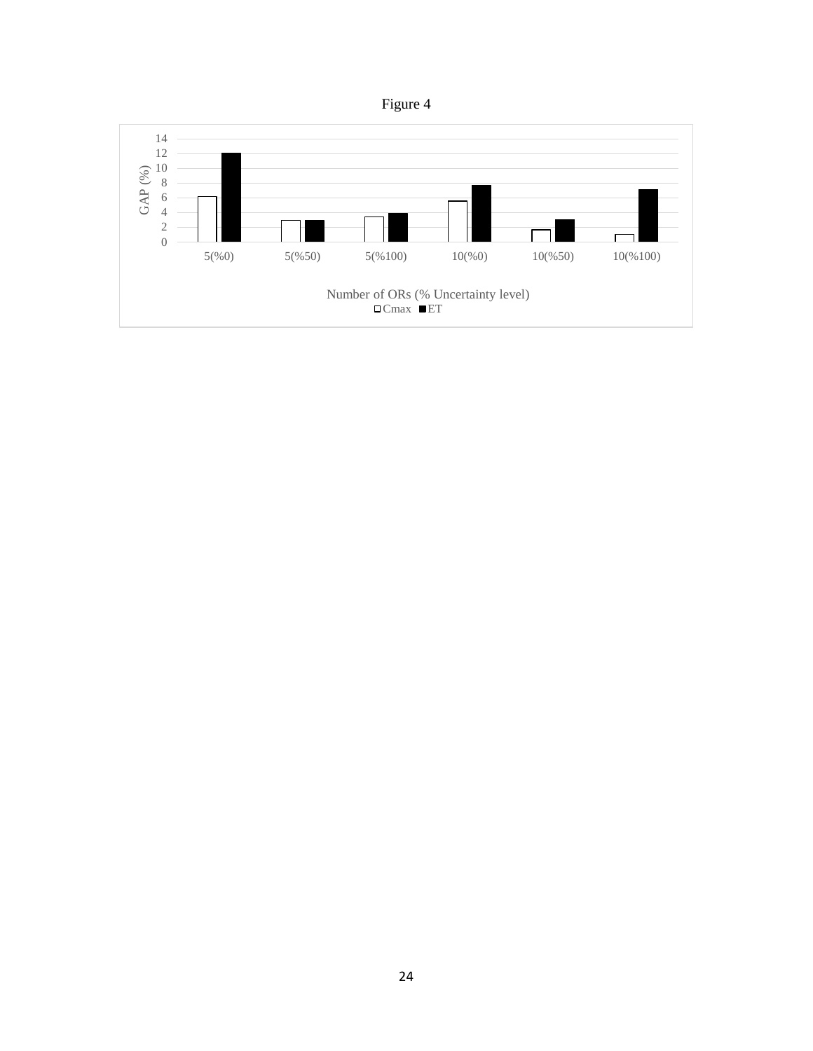Figure 4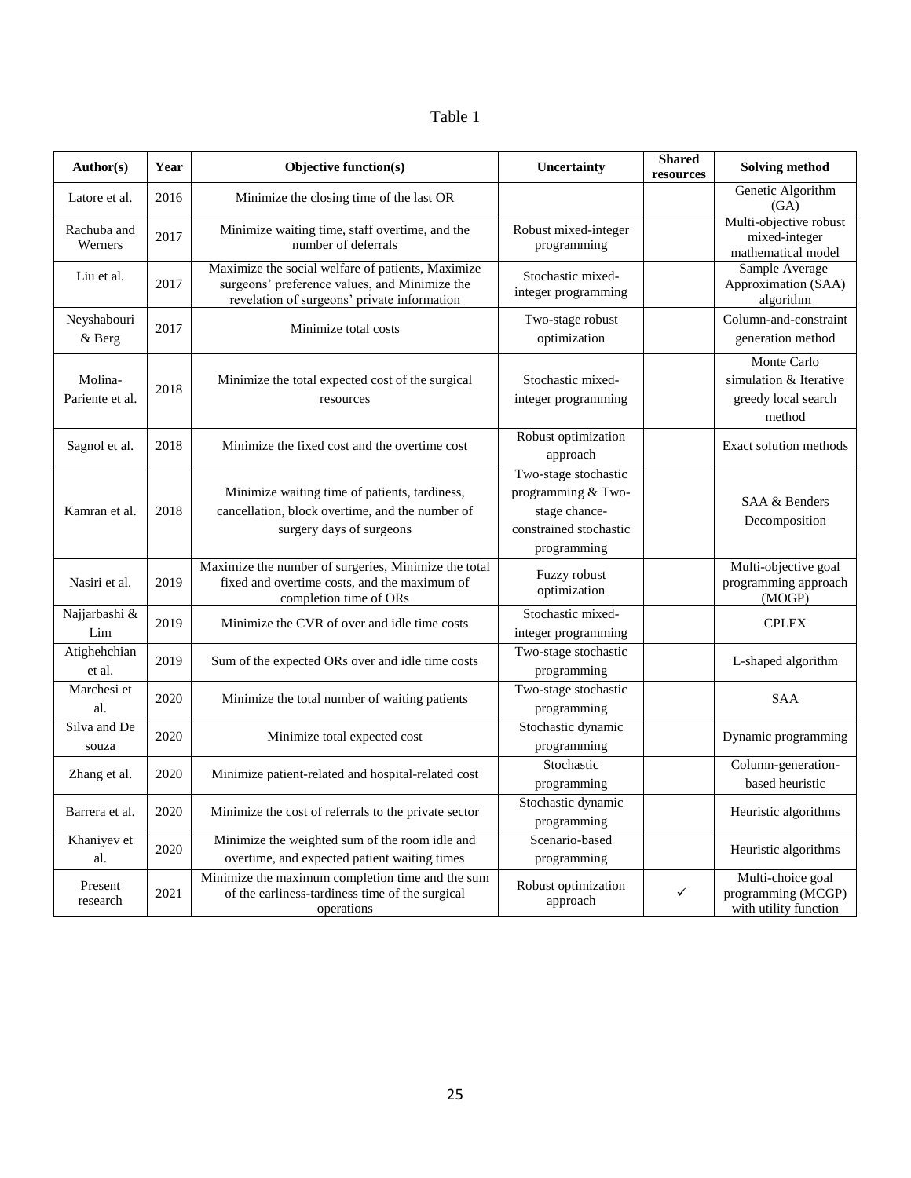Table 1

| Author(s) | Year | Objective function(s) | Uncertainty | Shared resources | Solving method |
|---|---|---|---|---|---|
| Latore et al. | 2016 | Minimize the closing time of the last OR | | | Genetic Algorithm (GA) |
| Rachuba and Werners | 2017 | Minimize waiting time, staff overtime, and the number of deferrals | Robust mixed-integer programming | | Multi-objective robust mixed-integer mathematical model |
| Liu et al. | 2017 | Maximize the social welfare of patients, Maximize surgeons' preference values, and Minimize the revelation of surgeons' private information | Stochastic mixed-integer programming | | Sample Average Approximation (SAA) algorithm |
| Neyshabouri & Berg | 2017 | Minimize total costs | Two-stage robust optimization | | Column-and-constraint generation method |
| Molina-Pariente et al. | 2018 | Minimize the total expected cost of the surgical resources | Stochastic mixed-integer programming | | Monte Carlo simulation & Iterative greedy local search method |
| Sagnol et al. | 2018 | Minimize the fixed cost and the overtime cost | Robust optimization approach | | Exact solution methods |
| Kamran et al. | 2018 | Minimize waiting time of patients, tardiness, cancellation, block overtime, and the number of surgery days of surgeons | Two-stage stochastic programming & Two-stage chance-constrained stochastic programming | | SAA & Benders Decomposition |
| Nasiri et al. | 2019 | Maximize the number of surgeries, Minimize the total fixed and overtime costs, and the maximum of completion time of ORs | Fuzzy robust optimization | | Multi-objective goal programming approach (MOGP) |
| Najjarbashi & Lim | 2019 | Minimize the CVR of over and idle time costs | Stochastic mixed-integer programming | | CPLEX |
| Atighehchian et al. | 2019 | Sum of the expected ORs over and idle time costs | Two-stage stochastic programming | | L-shaped algorithm |
| Marchesi et al. | 2020 | Minimize the total number of waiting patients | Two-stage stochastic programming | | SAA |
| Silva and De souza | 2020 | Minimize total expected cost | Stochastic dynamic programming | | Dynamic programming |
| Zhang et al. | 2020 | Minimize patient-related and hospital-related cost | Stochastic programming | | Column-generation-based heuristic |
| Barrera et al. | 2020 | Minimize the cost of referrals to the private sector | Stochastic dynamic programming | | Heuristic algorithms |
| Khaniyev et al. | 2020 | Minimize the weighted sum of the room idle and overtime, and expected patient waiting times | Scenario-based programming | | Heuristic algorithms |
| Present research | 2021 | Minimize the maximum completion time and the sum of the earliness-tardiness time of the surgical operations | Robust optimization approach | ✓ | Multi-choice goal programming (MCGP) with utility function |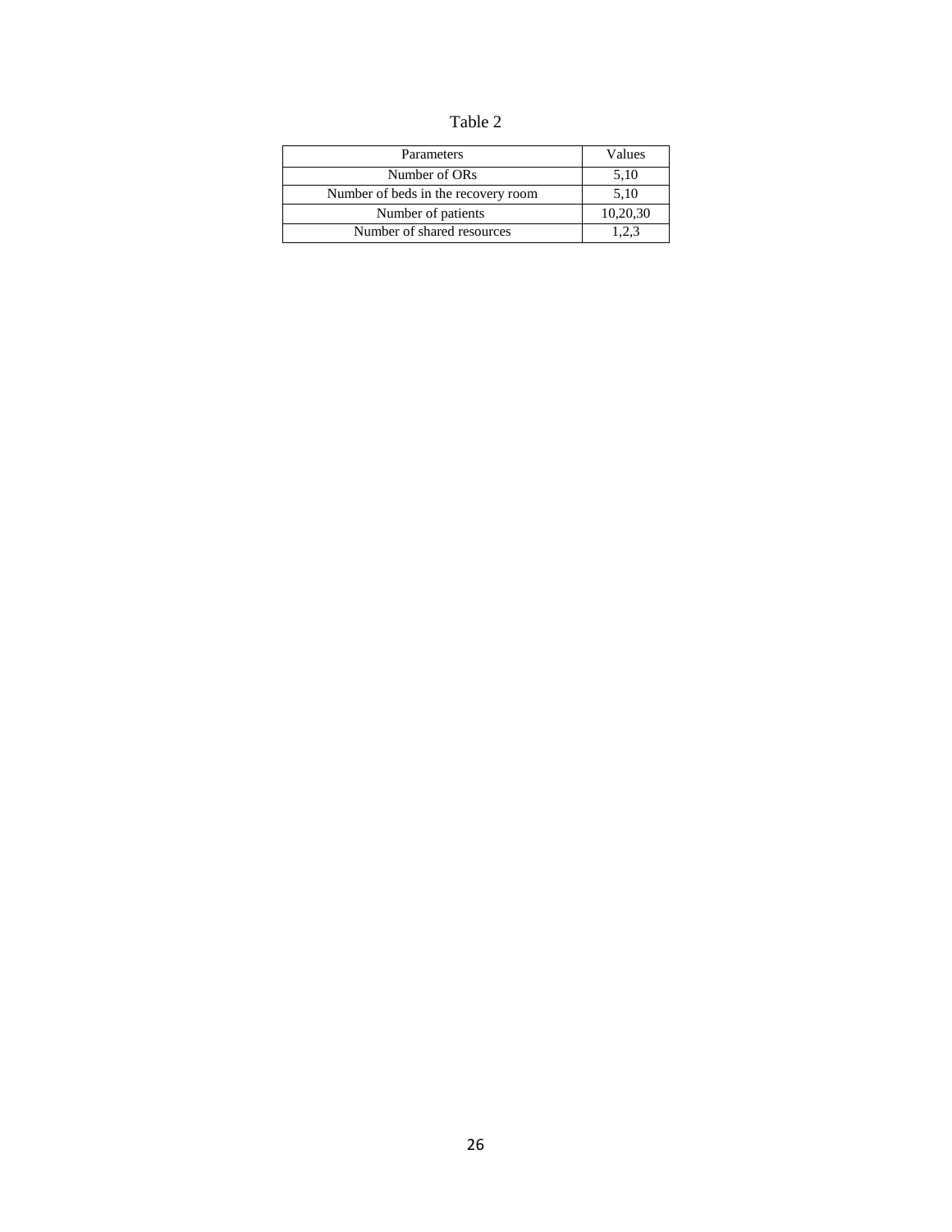Table 2

| Parameters | Values |
| --- | --- |
| Number of ORs | 5,10 |
| Number of beds in the recovery room | 5,10 |
| Number of patients | 10,20,30 |
| Number of shared resources | 1,2,3 |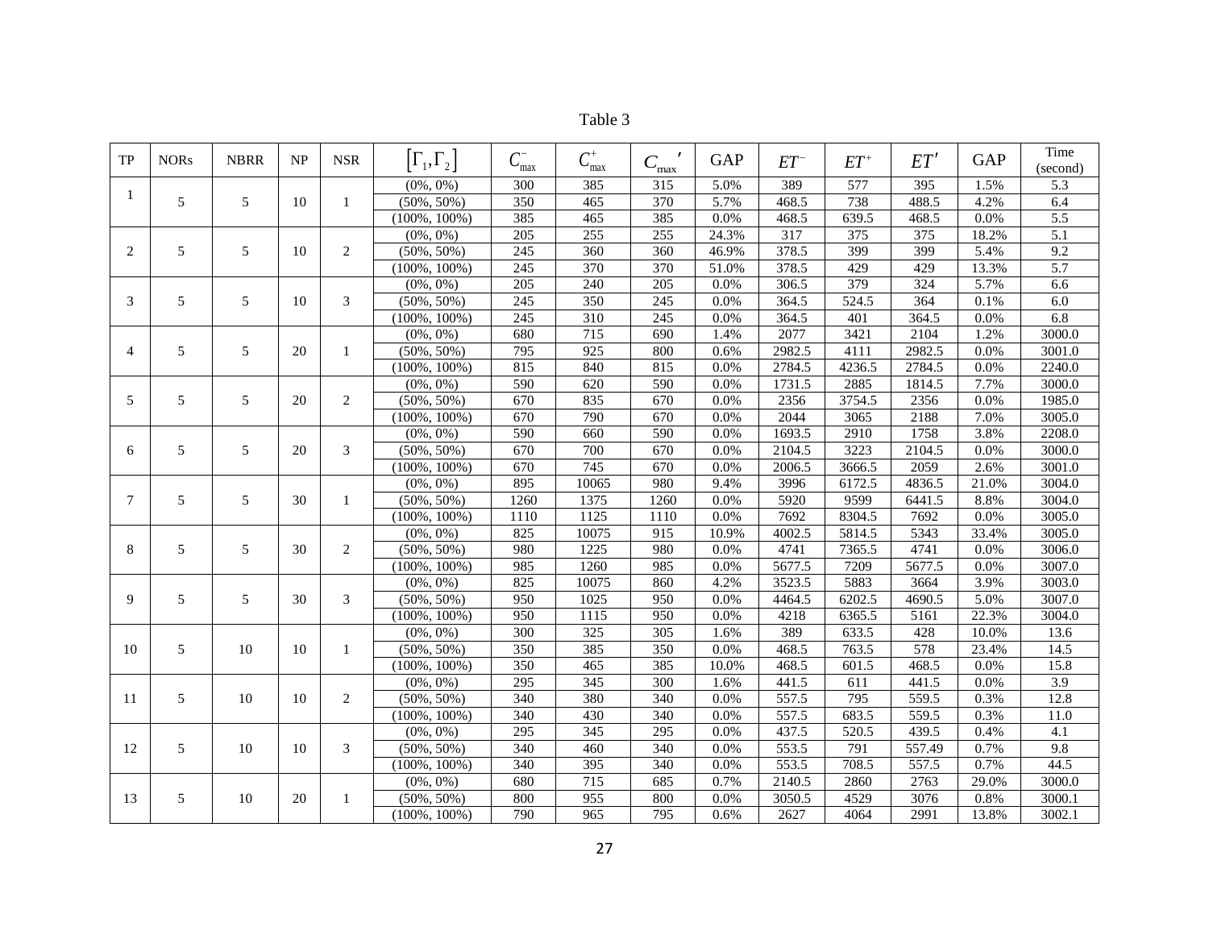Table 3

| TP | NORs | NBRR | NP | NSR | $[\Gamma_1, \Gamma_2]$ | $C_{\max}^{-}$ | $C_{\max}^{+}$ | $C_{\max}{}'$ | GAP | $ET^{-}$ | $ET^{+}$ | $ET'$ | GAP | Time (second) |
|---|---|---|---|---|---|---|---|---|---|---|---|---|---|---|
| 1 | 5 | 5 | 10 | 1 | (0%, 0%) | 300 | 385 | 315 | 5.0% | 389 | 577 | 395 | 1.5% | 5.3 |
| | | | | | (50%, 50%) | 350 | 465 | 370 | 5.7% | 468.5 | 738 | 488.5 | 4.2% | 6.4 |
| | | | | | (100%, 100%) | 385 | 465 | 385 | 0.0% | 468.5 | 639.5 | 468.5 | 0.0% | 5.5 |
| 2 | 5 | 5 | 10 | 2 | (0%, 0%) | 205 | 255 | 255 | 24.3% | 317 | 375 | 375 | 18.2% | 5.1 |
| | | | | | (50%, 50%) | 245 | 360 | 360 | 46.9% | 378.5 | 399 | 399 | 5.4% | 9.2 |
| | | | | | (100%, 100%) | 245 | 370 | 370 | 51.0% | 378.5 | 429 | 429 | 13.3% | 5.7 |
| 3 | 5 | 5 | 10 | 3 | (0%, 0%) | 205 | 240 | 205 | 0.0% | 306.5 | 379 | 324 | 5.7% | 6.6 |
| | | | | | (50%, 50%) | 245 | 350 | 245 | 0.0% | 364.5 | 524.5 | 364 | 0.1% | 6.0 |
| | | | | | (100%, 100%) | 245 | 310 | 245 | 0.0% | 364.5 | 401 | 364.5 | 0.0% | 6.8 |
| 4 | 5 | 5 | 20 | 1 | (0%, 0%) | 680 | 715 | 690 | 1.4% | 2077 | 3421 | 2104 | 1.2% | 3000.0 |
| | | | | | (50%, 50%) | 795 | 925 | 800 | 0.6% | 2982.5 | 4111 | 2982.5 | 0.0% | 3001.0 |
| | | | | | (100%, 100%) | 815 | 840 | 815 | 0.0% | 2784.5 | 4236.5 | 2784.5 | 0.0% | 2240.0 |
| 5 | 5 | 5 | 20 | 2 | (0%, 0%) | 590 | 620 | 590 | 0.0% | 1731.5 | 2885 | 1814.5 | 7.7% | 3000.0 |
| | | | | | (50%, 50%) | 670 | 835 | 670 | 0.0% | 2356 | 3754.5 | 2356 | 0.0% | 1985.0 |
| | | | | | (100%, 100%) | 670 | 790 | 670 | 0.0% | 2044 | 3065 | 2188 | 7.0% | 3005.0 |
| 6 | 5 | 5 | 20 | 3 | (0%, 0%) | 590 | 660 | 590 | 0.0% | 1693.5 | 2910 | 1758 | 3.8% | 2208.0 |
| | | | | | (50%, 50%) | 670 | 700 | 670 | 0.0% | 2104.5 | 3223 | 2104.5 | 0.0% | 3000.0 |
| | | | | | (100%, 100%) | 670 | 745 | 670 | 0.0% | 2006.5 | 3666.5 | 2059 | 2.6% | 3001.0 |
| 7 | 5 | 5 | 30 | 1 | (0%, 0%) | 895 | 10065 | 980 | 9.4% | 3996 | 6172.5 | 4836.5 | 21.0% | 3004.0 |
| | | | | | (50%, 50%) | 1260 | 1375 | 1260 | 0.0% | 5920 | 9599 | 6441.5 | 8.8% | 3004.0 |
| | | | | | (100%, 100%) | 1110 | 1125 | 1110 | 0.0% | 7692 | 8304.5 | 7692 | 0.0% | 3005.0 |
| 8 | 5 | 5 | 30 | 2 | (0%, 0%) | 825 | 10075 | 915 | 10.9% | 4002.5 | 5814.5 | 5343 | 33.4% | 3005.0 |
| | | | | | (50%, 50%) | 980 | 1225 | 980 | 0.0% | 4741 | 7365.5 | 4741 | 0.0% | 3006.0 |
| | | | | | (100%, 100%) | 985 | 1260 | 985 | 0.0% | 5677.5 | 7209 | 5677.5 | 0.0% | 3007.0 |
| 9 | 5 | 5 | 30 | 3 | (0%, 0%) | 825 | 10075 | 860 | 4.2% | 3523.5 | 5883 | 3664 | 3.9% | 3003.0 |
| | | | | | (50%, 50%) | 950 | 1025 | 950 | 0.0% | 4464.5 | 6202.5 | 4690.5 | 5.0% | 3007.0 |
| | | | | | (100%, 100%) | 950 | 1115 | 950 | 0.0% | 4218 | 6365.5 | 5161 | 22.3% | 3004.0 |
| 10 | 5 | 10 | 10 | 1 | (0%, 0%) | 300 | 325 | 305 | 1.6% | 389 | 633.5 | 428 | 10.0% | 13.6 |
| | | | | | (50%, 50%) | 350 | 385 | 350 | 0.0% | 468.5 | 763.5 | 578 | 23.4% | 14.5 |
| | | | | | (100%, 100%) | 350 | 465 | 385 | 10.0% | 468.5 | 601.5 | 468.5 | 0.0% | 15.8 |
| 11 | 5 | 10 | 10 | 2 | (0%, 0%) | 295 | 345 | 300 | 1.6% | 441.5 | 611 | 441.5 | 0.0% | 3.9 |
| | | | | | (50%, 50%) | 340 | 380 | 340 | 0.0% | 557.5 | 795 | 559.5 | 0.3% | 12.8 |
| | | | | | (100%, 100%) | 340 | 430 | 340 | 0.0% | 557.5 | 683.5 | 559.5 | 0.3% | 11.0 |
| 12 | 5 | 10 | 10 | 3 | (0%, 0%) | 295 | 345 | 295 | 0.0% | 437.5 | 520.5 | 439.5 | 0.4% | 4.1 |
| | | | | | (50%, 50%) | 340 | 460 | 340 | 0.0% | 553.5 | 791 | 557.49 | 0.7% | 9.8 |
| | | | | | (100%, 100%) | 340 | 395 | 340 | 0.0% | 553.5 | 708.5 | 557.5 | 0.7% | 44.5 |
| 13 | 5 | 10 | 20 | 1 | (0%, 0%) | 680 | 715 | 685 | 0.7% | 2140.5 | 2860 | 2763 | 29.0% | 3000.0 |
| | | | | | (50%, 50%) | 800 | 955 | 800 | 0.0% | 3050.5 | 4529 | 3076 | 0.8% | 3000.1 |
| | | | | | (100%, 100%) | 790 | 965 | 795 | 0.6% | 2627 | 4064 | 2991 | 13.8% | 3002.1 |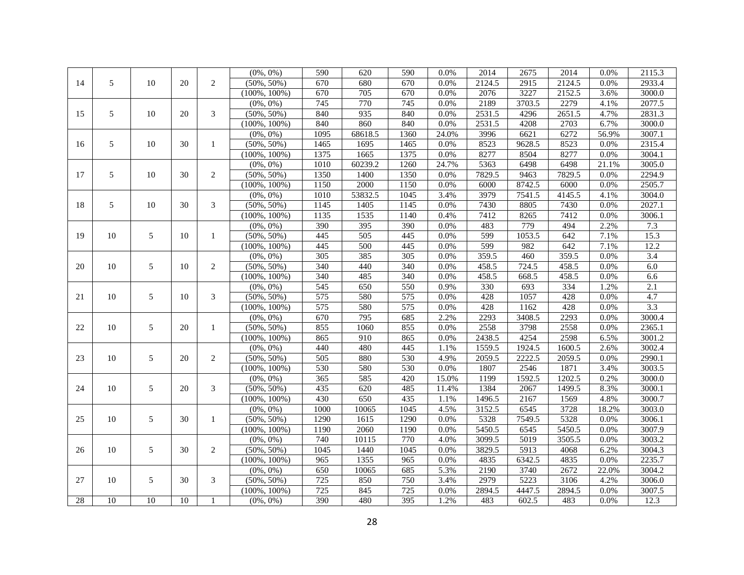| | | | | | | | | | | | | | | |
|---|---|---|---|---|---|---|---|---|---|---|---|---|---|---|
| 14 | 5 | 10 | 20 | 2 | (0%, 0%) | 590 | 620 | 590 | 0.0% | 2014 | 2675 | 2014 | 0.0% | 2115.3 |
| | | | | | (50%, 50%) | 670 | 680 | 670 | 0.0% | 2124.5 | 2915 | 2124.5 | 0.0% | 2933.4 |
| | | | | | (100%, 100%) | 670 | 705 | 670 | 0.0% | 2076 | 3227 | 2152.5 | 3.6% | 3000.0 |
| 15 | 5 | 10 | 20 | 3 | (0%, 0%) | 745 | 770 | 745 | 0.0% | 2189 | 3703.5 | 2279 | 4.1% | 2077.5 |
| | | | | | (50%, 50%) | 840 | 935 | 840 | 0.0% | 2531.5 | 4296 | 2651.5 | 4.7% | 2831.3 |
| | | | | | (100%, 100%) | 840 | 860 | 840 | 0.0% | 2531.5 | 4208 | 2703 | 6.7% | 3000.0 |
| 16 | 5 | 10 | 30 | 1 | (0%, 0%) | 1095 | 68618.5 | 1360 | 24.0% | 3996 | 6621 | 6272 | 56.9% | 3007.1 |
| | | | | | (50%, 50%) | 1465 | 1695 | 1465 | 0.0% | 8523 | 9628.5 | 8523 | 0.0% | 2315.4 |
| | | | | | (100%, 100%) | 1375 | 1665 | 1375 | 0.0% | 8277 | 8504 | 8277 | 0.0% | 3004.1 |
| 17 | 5 | 10 | 30 | 2 | (0%, 0%) | 1010 | 60239.2 | 1260 | 24.7% | 5363 | 6498 | 6498 | 21.1% | 3005.0 |
| | | | | | (50%, 50%) | 1350 | 1400 | 1350 | 0.0% | 7829.5 | 9463 | 7829.5 | 0.0% | 2294.9 |
| | | | | | (100%, 100%) | 1150 | 2000 | 1150 | 0.0% | 6000 | 8742.5 | 6000 | 0.0% | 2505.7 |
| 18 | 5 | 10 | 30 | 3 | (0%, 0%) | 1010 | 53832.5 | 1045 | 3.4% | 3979 | 7541.5 | 4145.5 | 4.1% | 3004.0 |
| | | | | | (50%, 50%) | 1145 | 1405 | 1145 | 0.0% | 7430 | 8805 | 7430 | 0.0% | 2027.1 |
| | | | | | (100%, 100%) | 1135 | 1535 | 1140 | 0.4% | 7412 | 8265 | 7412 | 0.0% | 3006.1 |
| 19 | 10 | 5 | 10 | 1 | (0%, 0%) | 390 | 395 | 390 | 0.0% | 483 | 779 | 494 | 2.2% | 7.3 |
| | | | | | (50%, 50%) | 445 | 505 | 445 | 0.0% | 599 | 1053.5 | 642 | 7.1% | 15.3 |
| | | | | | (100%, 100%) | 445 | 500 | 445 | 0.0% | 599 | 982 | 642 | 7.1% | 12.2 |
| 20 | 10 | 5 | 10 | 2 | (0%, 0%) | 305 | 385 | 305 | 0.0% | 359.5 | 460 | 359.5 | 0.0% | 3.4 |
| | | | | | (50%, 50%) | 340 | 440 | 340 | 0.0% | 458.5 | 724.5 | 458.5 | 0.0% | 6.0 |
| | | | | | (100%, 100%) | 340 | 485 | 340 | 0.0% | 458.5 | 668.5 | 458.5 | 0.0% | 6.6 |
| 21 | 10 | 5 | 10 | 3 | (0%, 0%) | 545 | 650 | 550 | 0.9% | 330 | 693 | 334 | 1.2% | 2.1 |
| | | | | | (50%, 50%) | 575 | 580 | 575 | 0.0% | 428 | 1057 | 428 | 0.0% | 4.7 |
| | | | | | (100%, 100%) | 575 | 580 | 575 | 0.0% | 428 | 1162 | 428 | 0.0% | 3.3 |
| 22 | 10 | 5 | 20 | 1 | (0%, 0%) | 670 | 795 | 685 | 2.2% | 2293 | 3408.5 | 2293 | 0.0% | 3000.4 |
| | | | | | (50%, 50%) | 855 | 1060 | 855 | 0.0% | 2558 | 3798 | 2558 | 0.0% | 2365.1 |
| | | | | | (100%, 100%) | 865 | 910 | 865 | 0.0% | 2438.5 | 4254 | 2598 | 6.5% | 3001.2 |
| 23 | 10 | 5 | 20 | 2 | (0%, 0%) | 440 | 480 | 445 | 1.1% | 1559.5 | 1924.5 | 1600.5 | 2.6% | 3002.4 |
| | | | | | (50%, 50%) | 505 | 880 | 530 | 4.9% | 2059.5 | 2222.5 | 2059.5 | 0.0% | 2990.1 |
| | | | | | (100%, 100%) | 530 | 580 | 530 | 0.0% | 1807 | 2546 | 1871 | 3.4% | 3003.5 |
| 24 | 10 | 5 | 20 | 3 | (0%, 0%) | 365 | 585 | 420 | 15.0% | 1199 | 1592.5 | 1202.5 | 0.2% | 3000.0 |
| | | | | | (50%, 50%) | 435 | 620 | 485 | 11.4% | 1384 | 2067 | 1499.5 | 8.3% | 3000.1 |
| | | | | | (100%, 100%) | 430 | 650 | 435 | 1.1% | 1496.5 | 2167 | 1569 | 4.8% | 3000.7 |
| 25 | 10 | 5 | 30 | 1 | (0%, 0%) | 1000 | 10065 | 1045 | 4.5% | 3152.5 | 6545 | 3728 | 18.2% | 3003.0 |
| | | | | | (50%, 50%) | 1290 | 1615 | 1290 | 0.0% | 5328 | 7549.5 | 5328 | 0.0% | 3006.1 |
| | | | | | (100%, 100%) | 1190 | 2060 | 1190 | 0.0% | 5450.5 | 6545 | 5450.5 | 0.0% | 3007.9 |
| 26 | 10 | 5 | 30 | 2 | (0%, 0%) | 740 | 10115 | 770 | 4.0% | 3099.5 | 5019 | 3505.5 | 0.0% | 3003.2 |
| | | | | | (50%, 50%) | 1045 | 1440 | 1045 | 0.0% | 3829.5 | 5913 | 4068 | 6.2% | 3004.3 |
| | | | | | (100%, 100%) | 965 | 1355 | 965 | 0.0% | 4835 | 6342.5 | 4835 | 0.0% | 2235.7 |
| 27 | 10 | 5 | 30 | 3 | (0%, 0%) | 650 | 10065 | 685 | 5.3% | 2190 | 3740 | 2672 | 22.0% | 3004.2 |
| | | | | | (50%, 50%) | 725 | 850 | 750 | 3.4% | 2979 | 5223 | 3106 | 4.2% | 3006.0 |
| | | | | | (100%, 100%) | 725 | 845 | 725 | 0.0% | 2894.5 | 4447.5 | 2894.5 | 0.0% | 3007.5 |
| 28 | 10 | 10 | 10 | 1 | (0%, 0%) | 390 | 480 | 395 | 1.2% | 483 | 602.5 | 483 | 0.0% | 12.3 |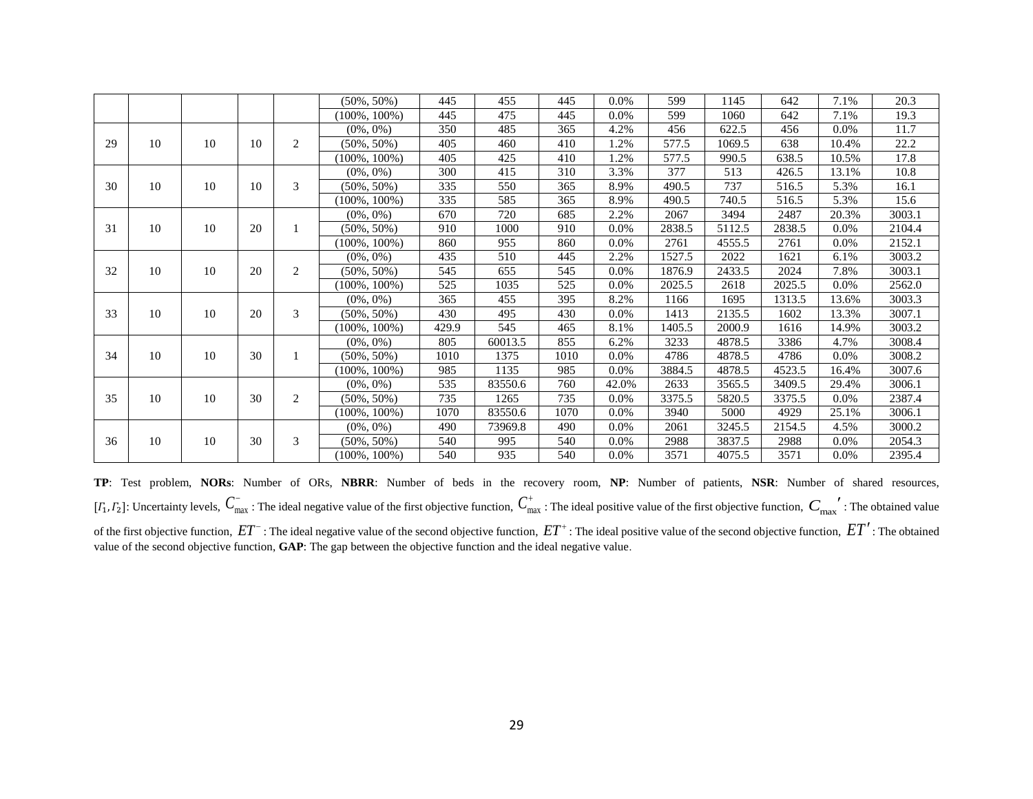| | | | | | (50%, 50%) | 445 | 455 | 445 | 0.0% | 599 | 1145 | 642 | 7.1% | 20.3 |
|---|---|---|---|---|---|---|---|---|---|---|---|---|---|---|
| | | | | | (100%, 100%) | 445 | 475 | 445 | 0.0% | 599 | 1060 | 642 | 7.1% | 19.3 |
| 29 | 10 | 10 | 10 | 2 | (0%, 0%) | 350 | 485 | 365 | 4.2% | 456 | 622.5 | 456 | 0.0% | 11.7 |
| | | | | | (50%, 50%) | 405 | 460 | 410 | 1.2% | 577.5 | 1069.5 | 638 | 10.4% | 22.2 |
| | | | | | (100%, 100%) | 405 | 425 | 410 | 1.2% | 577.5 | 990.5 | 638.5 | 10.5% | 17.8 |
| 30 | 10 | 10 | 10 | 3 | (0%, 0%) | 300 | 415 | 310 | 3.3% | 377 | 513 | 426.5 | 13.1% | 10.8 |
| | | | | | (50%, 50%) | 335 | 550 | 365 | 8.9% | 490.5 | 737 | 516.5 | 5.3% | 16.1 |
| | | | | | (100%, 100%) | 335 | 585 | 365 | 8.9% | 490.5 | 740.5 | 516.5 | 5.3% | 15.6 |
| 31 | 10 | 10 | 20 | 1 | (0%, 0%) | 670 | 720 | 685 | 2.2% | 2067 | 3494 | 2487 | 20.3% | 3003.1 |
| | | | | | (50%, 50%) | 910 | 1000 | 910 | 0.0% | 2838.5 | 5112.5 | 2838.5 | 0.0% | 2104.4 |
| | | | | | (100%, 100%) | 860 | 955 | 860 | 0.0% | 2761 | 4555.5 | 2761 | 0.0% | 2152.1 |
| 32 | 10 | 10 | 20 | 2 | (0%, 0%) | 435 | 510 | 445 | 2.2% | 1527.5 | 2022 | 1621 | 6.1% | 3003.2 |
| | | | | | (50%, 50%) | 545 | 655 | 545 | 0.0% | 1876.9 | 2433.5 | 2024 | 7.8% | 3003.1 |
| | | | | | (100%, 100%) | 525 | 1035 | 525 | 0.0% | 2025.5 | 2618 | 2025.5 | 0.0% | 2562.0 |
| 33 | 10 | 10 | 20 | 3 | (0%, 0%) | 365 | 455 | 395 | 8.2% | 1166 | 1695 | 1313.5 | 13.6% | 3003.3 |
| | | | | | (50%, 50%) | 430 | 495 | 430 | 0.0% | 1413 | 2135.5 | 1602 | 13.3% | 3007.1 |
| | | | | | (100%, 100%) | 429.9 | 545 | 465 | 8.1% | 1405.5 | 2000.9 | 1616 | 14.9% | 3003.2 |
| 34 | 10 | 10 | 30 | 1 | (0%, 0%) | 805 | 60013.5 | 855 | 6.2% | 3233 | 4878.5 | 3386 | 4.7% | 3008.4 |
| | | | | | (50%, 50%) | 1010 | 1375 | 1010 | 0.0% | 4786 | 4878.5 | 4786 | 0.0% | 3008.2 |
| | | | | | (100%, 100%) | 985 | 1135 | 985 | 0.0% | 3884.5 | 4878.5 | 4523.5 | 16.4% | 3007.6 |
| 35 | 10 | 10 | 30 | 2 | (0%, 0%) | 535 | 83550.6 | 760 | 42.0% | 2633 | 3565.5 | 3409.5 | 29.4% | 3006.1 |
| | | | | | (50%, 50%) | 735 | 1265 | 735 | 0.0% | 3375.5 | 5820.5 | 3375.5 | 0.0% | 2387.4 |
| | | | | | (100%, 100%) | 1070 | 83550.6 | 1070 | 0.0% | 3940 | 5000 | 4929 | 25.1% | 3006.1 |
| 36 | 10 | 10 | 30 | 3 | (0%, 0%) | 490 | 73969.8 | 490 | 0.0% | 2061 | 3245.5 | 2154.5 | 4.5% | 3000.2 |
| | | | | | (50%, 50%) | 540 | 995 | 540 | 0.0% | 2988 | 3837.5 | 2988 | 0.0% | 2054.3 |
| | | | | | (100%, 100%) | 540 | 935 | 540 | 0.0% | 3571 | 4075.5 | 3571 | 0.0% | 2395.4 |

**TP**: Test problem, **NORs**: Number of ORs, **NBRR**: Number of beds in the recovery room, **NP**: Number of patients, **NSR**: Number of shared resources, $[\Gamma_1, \Gamma_2]$: Uncertainty levels, $C_{\max}^{-}$ : The ideal negative value of the first objective function, $C_{\max}^{+}$ : The ideal positive value of the first objective function, $C_{\max}{'}$ : The obtained value of the first objective function, $ET^{-}$ : The ideal negative value of the second objective function, $ET^{+}$ : The ideal positive value of the second objective function, $ET'$ : The obtained value of the second objective function, **GAP**: The gap between the objective function and the ideal negative value.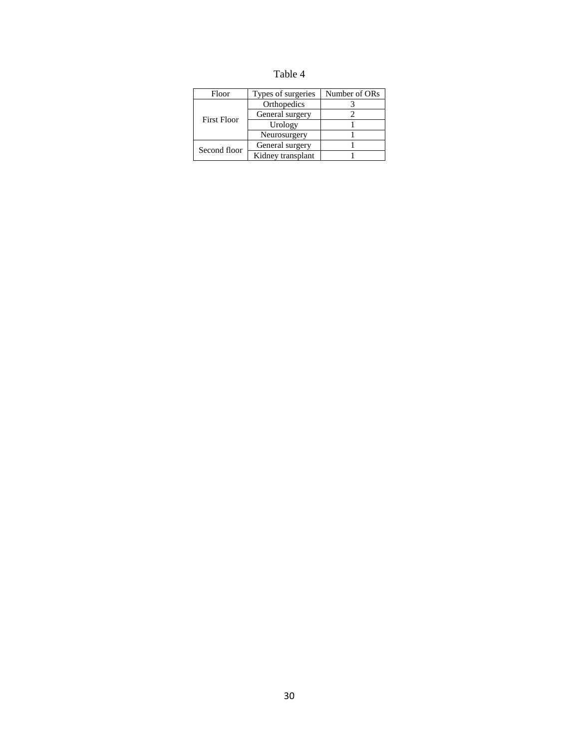Table 4

| Floor | Types of surgeries | Number of ORs |
|---|---|---|
| First Floor | Orthopedics | 3 |
| | General surgery | 2 |
| | Urology | 1 |
| | Neurosurgery | 1 |
| Second floor | General surgery | 1 |
| | Kidney transplant | 1 |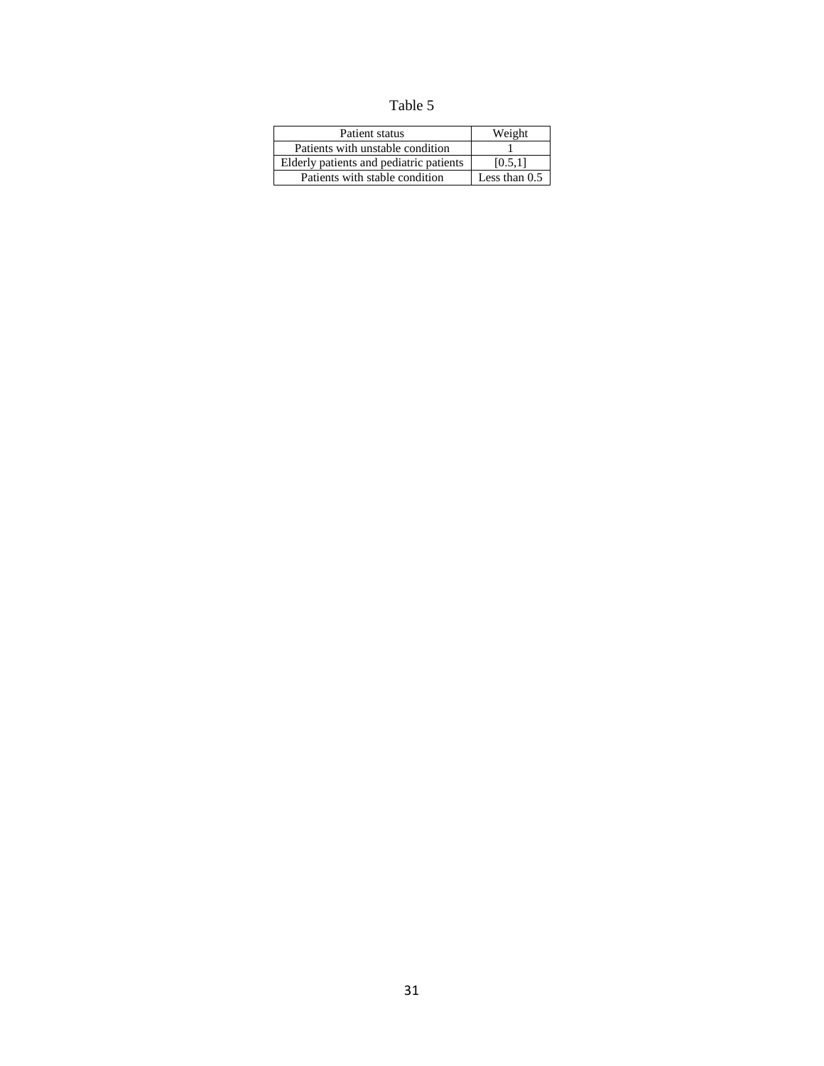Table 5

| Patient status | Weight |
|---|---|
| Patients with unstable condition | 1 |
| Elderly patients and pediatric patients | [0.5,1] |
| Patients with stable condition | Less than 0.5 |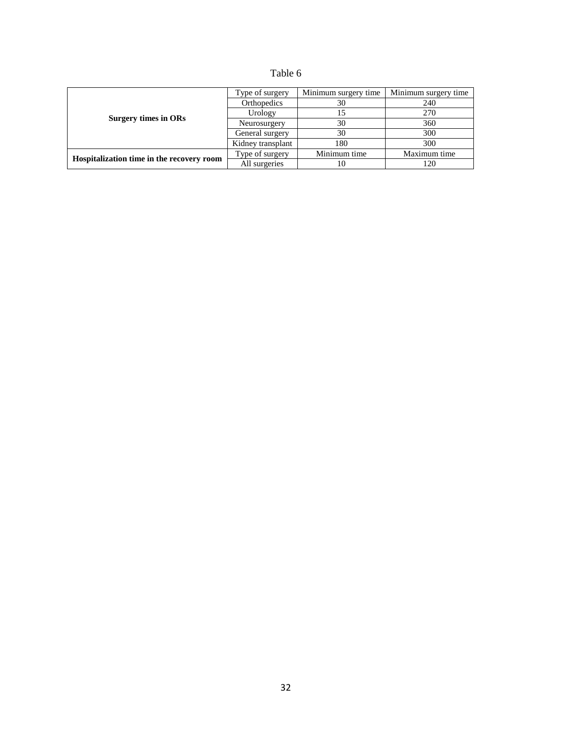Table 6

| | Type of surgery | Minimum surgery time | Minimum surgery time |
|---|---|---|---|
| **Surgery times in ORs** | Orthopedics | 30 | 240 |
| | Urology | 15 | 270 |
| | Neurosurgery | 30 | 360 |
| | General surgery | 30 | 300 |
| | Kidney transplant | 180 | 300 |
| **Hospitalization time in the recovery room** | Type of surgery | Minimum time | Maximum time |
| | All surgeries | 10 | 120 |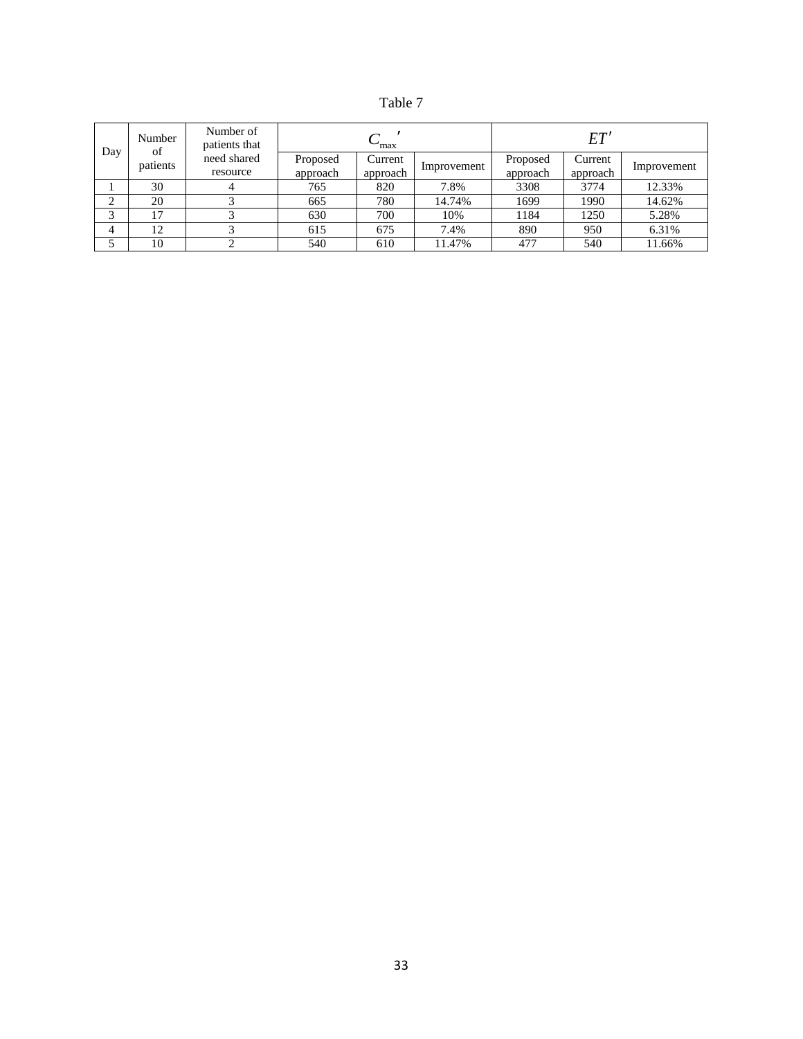Table 7

| Day | Number of patients | Number of patients that need shared resource | $C_{\max}'$ | | | $ET'$ | | |
|---|---|---|---|---|---|---|---|---|
| | | | Proposed approach | Current approach | Improvement | Proposed approach | Current approach | Improvement |
| 1 | 30 | 4 | 765 | 820 | 7.8% | 3308 | 3774 | 12.33% |
| 2 | 20 | 3 | 665 | 780 | 14.74% | 1699 | 1990 | 14.62% |
| 3 | 17 | 3 | 630 | 700 | 10% | 1184 | 1250 | 5.28% |
| 4 | 12 | 3 | 615 | 675 | 7.4% | 890 | 950 | 6.31% |
| 5 | 10 | 2 | 540 | 610 | 11.47% | 477 | 540 | 11.66% |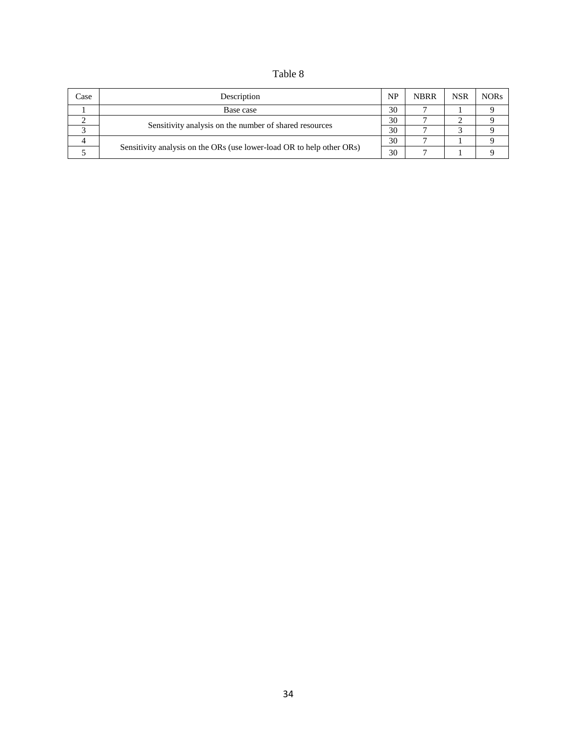Table 8

| Case | Description | NP | NBRR | NSR | NORs |
|---|---|---|---|---|---|
| 1 | Base case | 30 | 7 | 1 | 9 |
| 2 | Sensitivity analysis on the number of shared resources | 30 | 7 | 2 | 9 |
| 3 | | 30 | 7 | 3 | 9 |
| 4 | Sensitivity analysis on the ORs (use lower-load OR to help other ORs) | 30 | 7 | 1 | 9 |
| 5 | | 30 | 7 | 1 | 9 |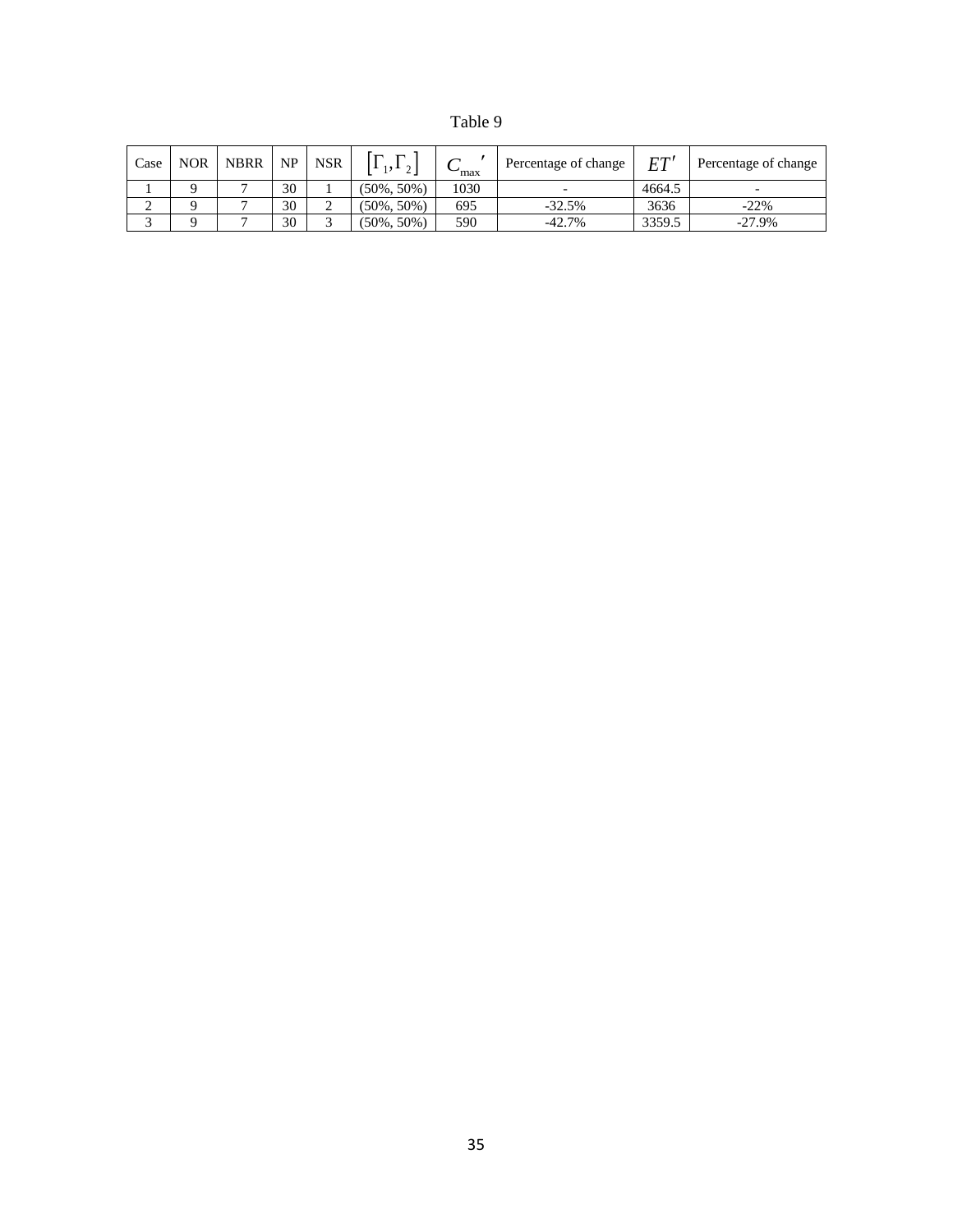Table 9

| Case | NOR | NBRR | NP | NSR | $[\Gamma_1, \Gamma_2]$ | $C_{max}'$ | Percentage of change | $ET'$ | Percentage of change |
|---|---|---|---|---|---|---|---|---|---|
| 1 | 9 | 7 | 30 | 1 | (50%, 50%) | 1030 | - | 4664.5 | - |
| 2 | 9 | 7 | 30 | 2 | (50%, 50%) | 695 | -32.5% | 3636 | -22% |
| 3 | 9 | 7 | 30 | 3 | (50%, 50%) | 590 | -42.7% | 3359.5 | -27.9% |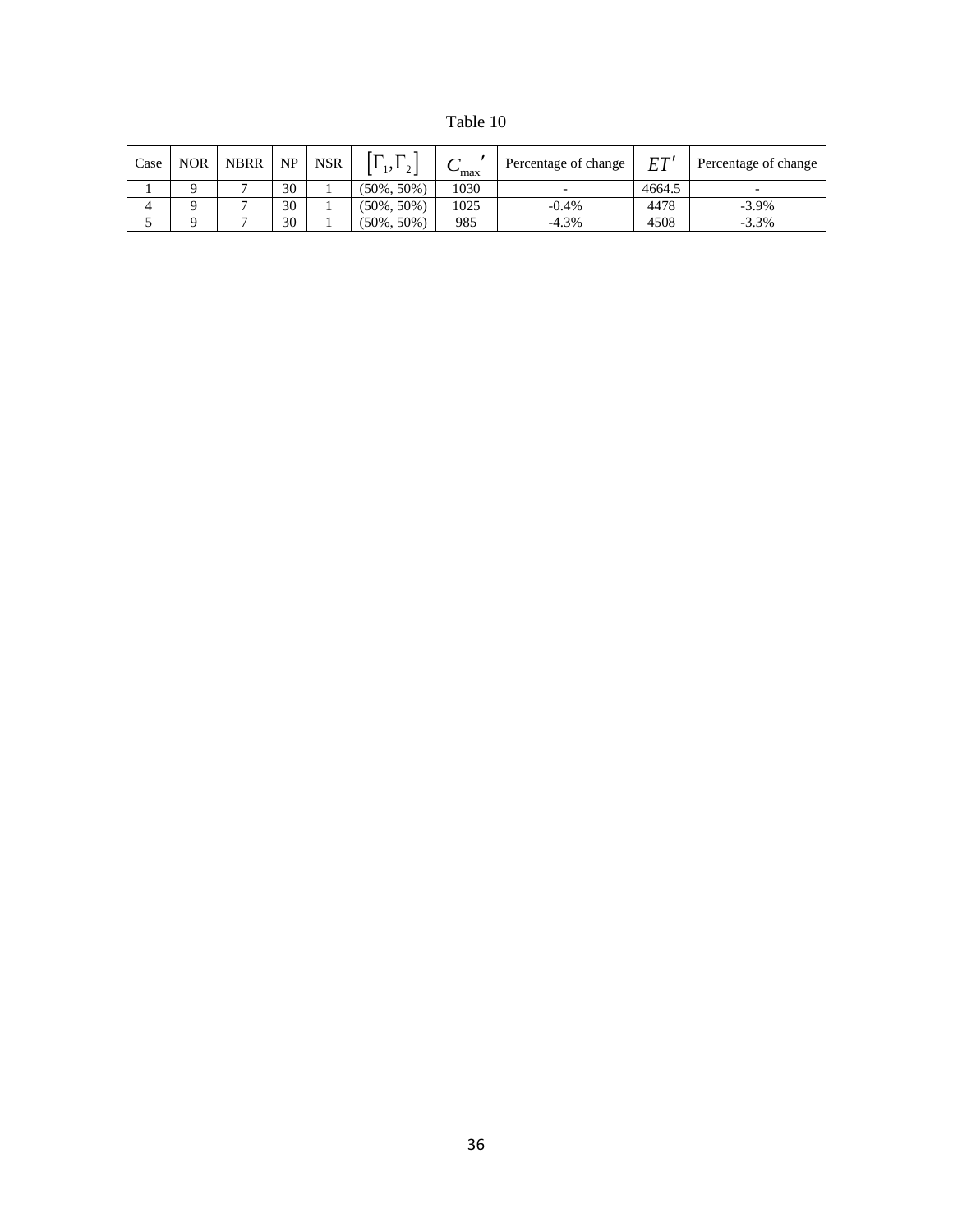Table 10

| Case | NOR | NBRR | NP | NSR | $[\Gamma_1, \Gamma_2]$ | $C_{\max}'$ | Percentage of change | $ET'$ | Percentage of change |
|---|---|---|---|---|---|---|---|---|---|
| 1 | 9 | 7 | 30 | 1 | (50%, 50%) | 1030 | - | 4664.5 | - |
| 4 | 9 | 7 | 30 | 1 | (50%, 50%) | 1025 | -0.4% | 4478 | -3.9% |
| 5 | 9 | 7 | 30 | 1 | (50%, 50%) | 985 | -4.3% | 4508 | -3.3% |